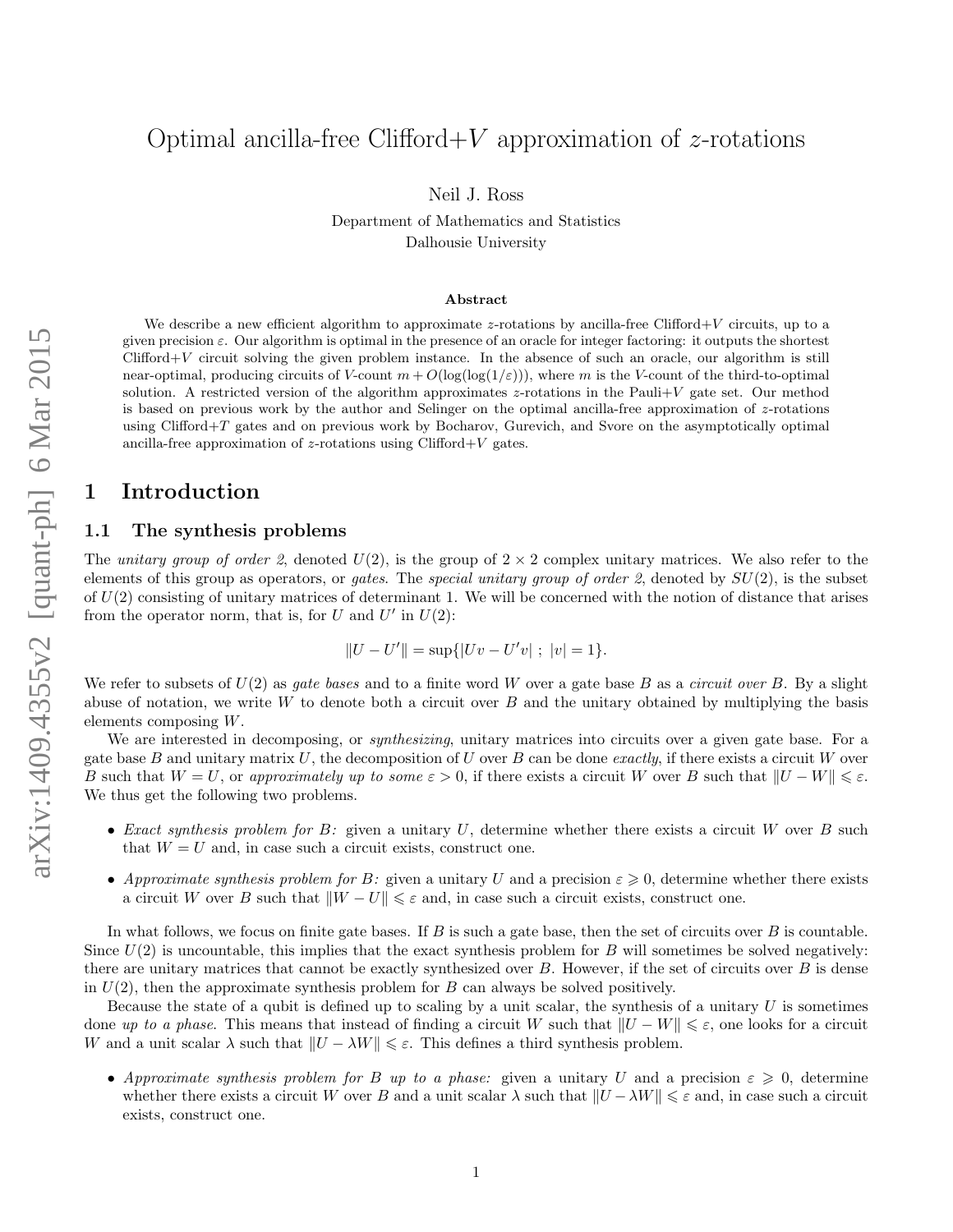# Optimal ancilla-free Clifford+$V$ approximation of $z$-rotations

Neil J. Ross

Department of Mathematics and Statistics
Dalhousie University

## Abstract

We describe a new efficient algorithm to approximate $z$-rotations by ancilla-free Clifford+$V$ circuits, up to a given precision $\varepsilon$. Our algorithm is optimal in the presence of an oracle for integer factoring: it outputs the shortest Clifford+$V$ circuit solving the given problem instance. In the absence of such an oracle, our algorithm is still near-optimal, producing circuits of $V$-count $m + O(\log(\log(1/\varepsilon)))$, where $m$ is the $V$-count of the third-to-optimal solution. A restricted version of the algorithm approximates $z$-rotations in the Pauli+$V$ gate set. Our method is based on previous work by the author and Selinger on the optimal ancilla-free approximation of $z$-rotations using Clifford+$T$ gates and on previous work by Bocharov, Gurevich, and Svore on the asymptotically optimal ancilla-free approximation of $z$-rotations using Clifford+$V$ gates.

## 1 Introduction

### 1.1 The synthesis problems

The *unitary group of order 2*, denoted $U(2)$, is the group of $2 \times 2$ complex unitary matrices. We also refer to the elements of this group as operators, or *gates*. The *special unitary group of order 2*, denoted by $SU(2)$, is the subset of $U(2)$ consisting of unitary matrices of determinant 1. We will be concerned with the notion of distance that arises from the operator norm, that is, for $U$ and $U'$ in $U(2)$:

$$\|U - U'\| = \sup\{|Uv - U'v| \ ; \ |v| = 1\}.$$

We refer to subsets of $U(2)$ as *gate bases* and to a finite word $W$ over a gate base $B$ as a *circuit over* $B$. By a slight abuse of notation, we write $W$ to denote both a circuit over $B$ and the unitary obtained by multiplying the basis elements composing $W$.

We are interested in decomposing, or *synthesizing*, unitary matrices into circuits over a given gate base. For a gate base $B$ and unitary matrix $U$, the decomposition of $U$ over $B$ can be done *exactly*, if there exists a circuit $W$ over $B$ such that $W = U$, or *approximately up to some* $\varepsilon > 0$, if there exists a circuit $W$ over $B$ such that $\|U - W\| \leqslant \varepsilon$. We thus get the following two problems.

- *Exact synthesis problem for $B$:* given a unitary $U$, determine whether there exists a circuit $W$ over $B$ such that $W = U$ and, in case such a circuit exists, construct one.
- *Approximate synthesis problem for $B$:* given a unitary $U$ and a precision $\varepsilon \geqslant 0$, determine whether there exists a circuit $W$ over $B$ such that $\|W - U\| \leqslant \varepsilon$ and, in case such a circuit exists, construct one.

In what follows, we focus on finite gate bases. If $B$ is such a gate base, then the set of circuits over $B$ is countable. Since $U(2)$ is uncountable, this implies that the exact synthesis problem for $B$ will sometimes be solved negatively: there are unitary matrices that cannot be exactly synthesized over $B$. However, if the set of circuits over $B$ is dense in $U(2)$, then the approximate synthesis problem for $B$ can always be solved positively.

Because the state of a qubit is defined up to scaling by a unit scalar, the synthesis of a unitary $U$ is sometimes done *up to a phase*. This means that instead of finding a circuit $W$ such that $\|U - W\| \leqslant \varepsilon$, one looks for a circuit $W$ and a unit scalar $\lambda$ such that $\|U - \lambda W\| \leqslant \varepsilon$. This defines a third synthesis problem.

- *Approximate synthesis problem for $B$ up to a phase:* given a unitary $U$ and a precision $\varepsilon \geqslant 0$, determine whether there exists a circuit $W$ over $B$ and a unit scalar $\lambda$ such that $\|U - \lambda W\| \leqslant \varepsilon$ and, in case such a circuit exists, construct one.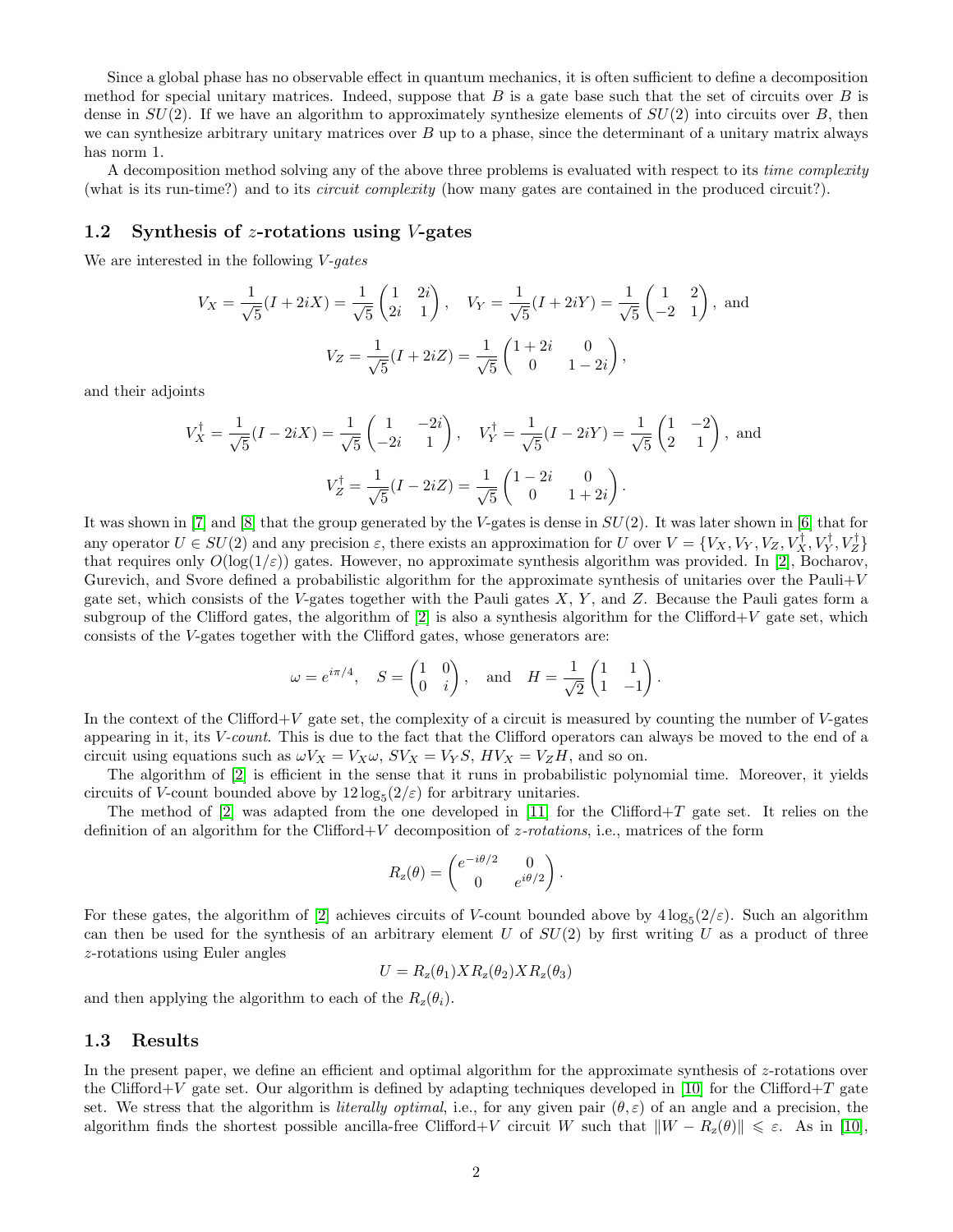Since a global phase has no observable effect in quantum mechanics, it is often sufficient to define a decomposition method for special unitary matrices. Indeed, suppose that $B$ is a gate base such that the set of circuits over $B$ is dense in $SU(2)$. If we have an algorithm to approximately synthesize elements of $SU(2)$ into circuits over $B$, then we can synthesize arbitrary unitary matrices over $B$ up to a phase, since the determinant of a unitary matrix always has norm 1.

A decomposition method solving any of the above three problems is evaluated with respect to its *time complexity* (what is its run-time?) and to its *circuit complexity* (how many gates are contained in the produced circuit?).

### 1.2 Synthesis of $z$-rotations using $V$-gates

We are interested in the following *$V$-gates*

$$V_X = \frac{1}{\sqrt{5}}(I + 2iX) = \frac{1}{\sqrt{5}}\begin{pmatrix} 1 & 2i \\ 2i & 1 \end{pmatrix}, \quad V_Y = \frac{1}{\sqrt{5}}(I + 2iY) = \frac{1}{\sqrt{5}}\begin{pmatrix} 1 & 2 \\ -2 & 1 \end{pmatrix}, \text{ and}$$

$$V_Z = \frac{1}{\sqrt{5}}(I + 2iZ) = \frac{1}{\sqrt{5}}\begin{pmatrix} 1+2i & 0 \\ 0 & 1-2i \end{pmatrix},$$

and their adjoints

$$V_X^\dagger = \frac{1}{\sqrt{5}}(I - 2iX) = \frac{1}{\sqrt{5}}\begin{pmatrix} 1 & -2i \\ -2i & 1 \end{pmatrix}, \quad V_Y^\dagger = \frac{1}{\sqrt{5}}(I - 2iY) = \frac{1}{\sqrt{5}}\begin{pmatrix} 1 & -2 \\ 2 & 1 \end{pmatrix}, \text{ and}$$

$$V_Z^\dagger = \frac{1}{\sqrt{5}}(I - 2iZ) = \frac{1}{\sqrt{5}}\begin{pmatrix} 1-2i & 0 \\ 0 & 1+2i \end{pmatrix}.$$

It was shown in [7] and [8] that the group generated by the $V$-gates is dense in $SU(2)$. It was later shown in [6] that for any operator $U \in SU(2)$ and any precision $\varepsilon$, there exists an approximation for $U$ over $V = \{V_X, V_Y, V_Z, V_X^\dagger, V_Y^\dagger, V_Z^\dagger\}$ that requires only $O(\log(1/\varepsilon))$ gates. However, no approximate synthesis algorithm was provided. In [2], Bocharov, Gurevich, and Svore defined a probabilistic algorithm for the approximate synthesis of unitaries over the Pauli+$V$ gate set, which consists of the $V$-gates together with the Pauli gates $X$, $Y$, and $Z$. Because the Pauli gates form a subgroup of the Clifford gates, the algorithm of [2] is also a synthesis algorithm for the Clifford+$V$ gate set, which consists of the $V$-gates together with the Clifford gates, whose generators are:

$$\omega = e^{i\pi/4}, \quad S = \begin{pmatrix} 1 & 0 \\ 0 & i \end{pmatrix}, \quad \text{and} \quad H = \frac{1}{\sqrt{2}}\begin{pmatrix} 1 & 1 \\ 1 & -1 \end{pmatrix}.$$

In the context of the Clifford+$V$ gate set, the complexity of a circuit is measured by counting the number of $V$-gates appearing in it, its *$V$-count*. This is due to the fact that the Clifford operators can always be moved to the end of a circuit using equations such as $\omega V_X = V_X \omega$, $SV_X = V_Y S$, $HV_X = V_Z H$, and so on.

The algorithm of [2] is efficient in the sense that it runs in probabilistic polynomial time. Moreover, it yields circuits of $V$-count bounded above by $12\log_5(2/\varepsilon)$ for arbitrary unitaries.

The method of [2] was adapted from the one developed in [11] for the Clifford+$T$ gate set. It relies on the definition of an algorithm for the Clifford+$V$ decomposition of *$z$-rotations*, i.e., matrices of the form

$$R_z(\theta) = \begin{pmatrix} e^{-i\theta/2} & 0 \\ 0 & e^{i\theta/2} \end{pmatrix}.$$

For these gates, the algorithm of [2] achieves circuits of $V$-count bounded above by $4\log_5(2/\varepsilon)$. Such an algorithm can then be used for the synthesis of an arbitrary element $U$ of $SU(2)$ by first writing $U$ as a product of three $z$-rotations using Euler angles

$$U = R_z(\theta_1) X R_z(\theta_2) X R_z(\theta_3)$$

and then applying the algorithm to each of the $R_z(\theta_i)$.

### 1.3 Results

In the present paper, we define an efficient and optimal algorithm for the approximate synthesis of $z$-rotations over the Clifford+$V$ gate set. Our algorithm is defined by adapting techniques developed in [10] for the Clifford+$T$ gate set. We stress that the algorithm is *literally optimal*, i.e., for any given pair $(\theta, \varepsilon)$ of an angle and a precision, the algorithm finds the shortest possible ancilla-free Clifford+$V$ circuit $W$ such that $\|W - R_z(\theta)\| \leqslant \varepsilon$. As in [10],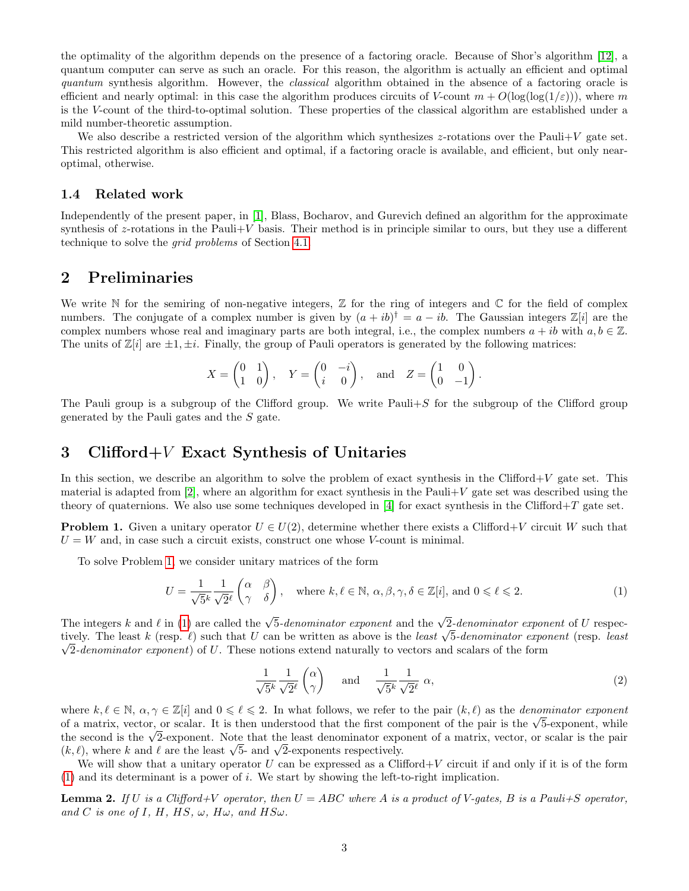the optimality of the algorithm depends on the presence of a factoring oracle. Because of Shor's algorithm [12], a quantum computer can serve as such an oracle. For this reason, the algorithm is actually an efficient and optimal *quantum* synthesis algorithm. However, the *classical* algorithm obtained in the absence of a factoring oracle is efficient and nearly optimal: in this case the algorithm produces circuits of $V$-count $m + O(\log(\log(1/\varepsilon)))$, where $m$ is the $V$-count of the third-to-optimal solution. These properties of the classical algorithm are established under a mild number-theoretic assumption.

We also describe a restricted version of the algorithm which synthesizes $z$-rotations over the Pauli+$V$ gate set. This restricted algorithm is also efficient and optimal, if a factoring oracle is available, and efficient, but only near-optimal, otherwise.

### 1.4 Related work

Independently of the present paper, in [1], Blass, Bocharov, and Gurevich defined an algorithm for the approximate synthesis of $z$-rotations in the Pauli+$V$ basis. Their method is in principle similar to ours, but they use a different technique to solve the *grid problems* of Section 4.1.

## 2 Preliminaries

We write $\mathbb{N}$ for the semiring of non-negative integers, $\mathbb{Z}$ for the ring of integers and $\mathbb{C}$ for the field of complex numbers. The conjugate of a complex number is given by $(a+ib)^\dagger = a - ib$. The Gaussian integers $\mathbb{Z}[i]$ are the complex numbers whose real and imaginary parts are both integral, i.e., the complex numbers $a+ib$ with $a, b \in \mathbb{Z}$. The units of $\mathbb{Z}[i]$ are $\pm 1, \pm i$. Finally, the group of Pauli operators is generated by the following matrices:

$$X = \begin{pmatrix} 0 & 1 \\ 1 & 0 \end{pmatrix}, \quad Y = \begin{pmatrix} 0 & -i \\ i & 0 \end{pmatrix}, \quad \text{and} \quad Z = \begin{pmatrix} 1 & 0 \\ 0 & -1 \end{pmatrix}.$$

The Pauli group is a subgroup of the Clifford group. We write Pauli+$S$ for the subgroup of the Clifford group generated by the Pauli gates and the $S$ gate.

## 3 Clifford+$V$ Exact Synthesis of Unitaries

In this section, we describe an algorithm to solve the problem of exact synthesis in the Clifford+$V$ gate set. This material is adapted from [2], where an algorithm for exact synthesis in the Pauli+$V$ gate set was described using the theory of quaternions. We also use some techniques developed in [4] for exact synthesis in the Clifford+$T$ gate set.

**Problem 1.** Given a unitary operator $U \in U(2)$, determine whether there exists a Clifford+$V$ circuit $W$ such that $U = W$ and, in case such a circuit exists, construct one whose $V$-count is minimal.

To solve Problem 1, we consider unitary matrices of the form

$$U = \frac{1}{\sqrt{5}^k} \frac{1}{\sqrt{2}^\ell} \begin{pmatrix} \alpha & \beta \\ \gamma & \delta \end{pmatrix}, \quad \text{where } k, \ell \in \mathbb{N},\ \alpha, \beta, \gamma, \delta \in \mathbb{Z}[i], \text{ and } 0 \leqslant \ell \leqslant 2. \tag{1}$$

The integers $k$ and $\ell$ in (1) are called the $\sqrt{5}$-*denominator exponent* and the $\sqrt{2}$-*denominator exponent* of $U$ respectively. The least $k$ (resp. $\ell$) such that $U$ can be written as above is the *least* $\sqrt{5}$-*denominator exponent* (resp. *least* $\sqrt{2}$-*denominator exponent*) of $U$. These notions extend naturally to vectors and scalars of the form

$$\frac{1}{\sqrt{5}^k} \frac{1}{\sqrt{2}^\ell} \begin{pmatrix} \alpha \\ \gamma \end{pmatrix} \quad \text{and} \quad \frac{1}{\sqrt{5}^k} \frac{1}{\sqrt{2}^\ell}\ \alpha, \tag{2}$$

where $k, \ell \in \mathbb{N}$, $\alpha, \gamma \in \mathbb{Z}[i]$ and $0 \leqslant \ell \leqslant 2$. In what follows, we refer to the pair $(k, \ell)$ as the *denominator exponent* of a matrix, vector, or scalar. It is then understood that the first component of the pair is the $\sqrt{5}$-exponent, while the second is the $\sqrt{2}$-exponent. Note that the least denominator exponent of a matrix, vector, or scalar is the pair $(k, \ell)$, where $k$ and $\ell$ are the least $\sqrt{5}$- and $\sqrt{2}$-exponents respectively.

We will show that a unitary operator $U$ can be expressed as a Clifford+$V$ circuit if and only if it is of the form (1) and its determinant is a power of $i$. We start by showing the left-to-right implication.

**Lemma 2.** *If $U$ is a Clifford+$V$ operator, then $U = ABC$ where $A$ is a product of $V$-gates, $B$ is a Pauli+$S$ operator, and $C$ is one of $I$, $H$, $HS$, $\omega$, $H\omega$, and $HS\omega$.*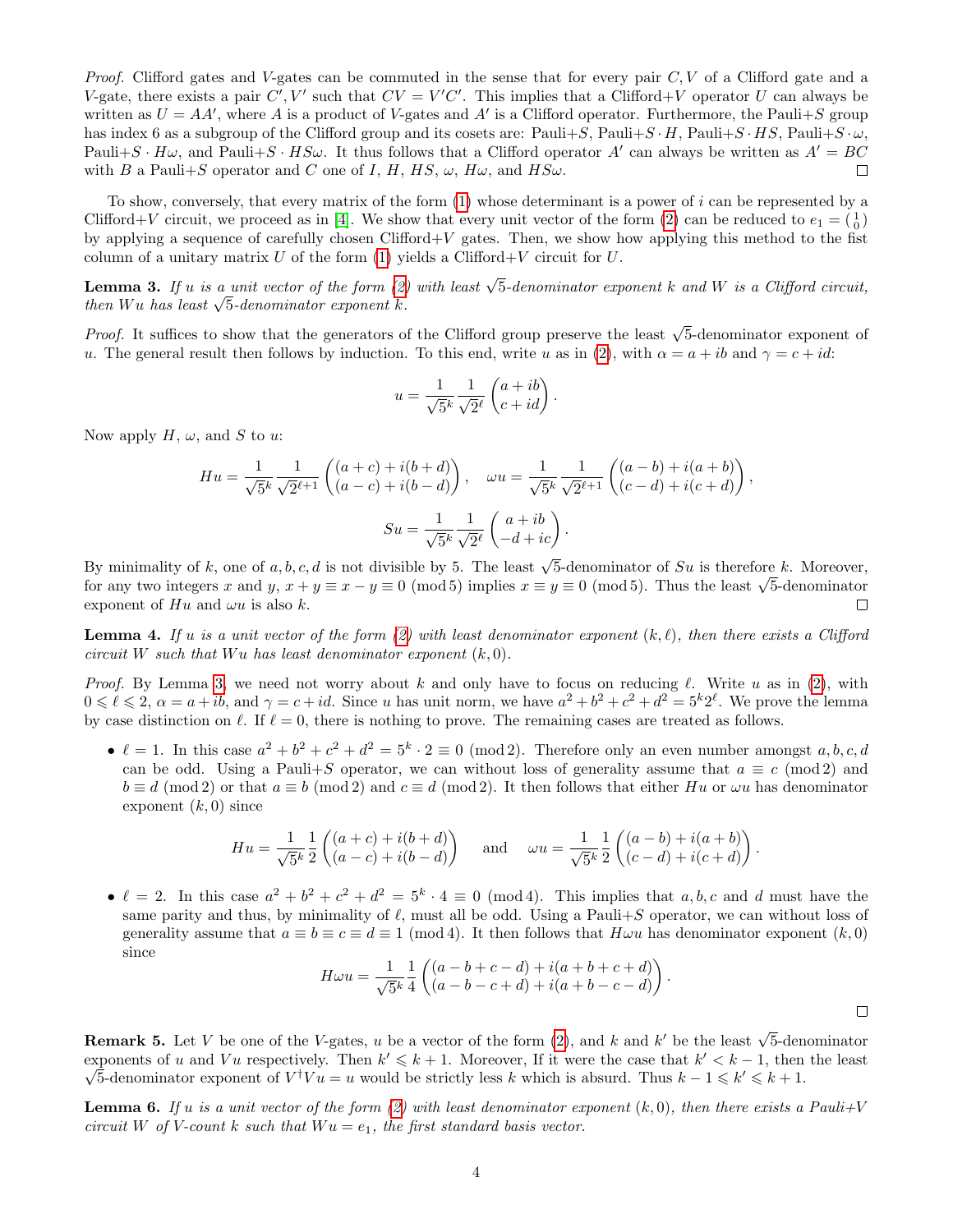*Proof.* Clifford gates and $V$-gates can be commuted in the sense that for every pair $C, V$ of a Clifford gate and a $V$-gate, there exists a pair $C', V'$ such that $CV = V'C'$. This implies that a Clifford+$V$ operator $U$ can always be written as $U = AA'$, where $A$ is a product of $V$-gates and $A'$ is a Clifford operator. Furthermore, the Pauli+$S$ group has index 6 as a subgroup of the Clifford group and its cosets are: Pauli+$S$, Pauli+$S \cdot H$, Pauli+$S \cdot HS$, Pauli+$S \cdot \omega$, Pauli+$S \cdot H\omega$, and Pauli+$S \cdot HS\omega$. It thus follows that a Clifford operator $A'$ can always be written as $A' = BC$ with $B$ a Pauli+$S$ operator and $C$ one of $I$, $H$, $HS$, $\omega$, $H\omega$, and $HS\omega$. ◻

To show, conversely, that every matrix of the form (1) whose determinant is a power of $i$ can be represented by a Clifford+$V$ circuit, we proceed as in [4]. We show that every unit vector of the form (2) can be reduced to $e_1 = \binom{1}{0}$ by applying a sequence of carefully chosen Clifford+$V$ gates. Then, we show how applying this method to the fist column of a unitary matrix $U$ of the form (1) yields a Clifford+$V$ circuit for $U$.

**Lemma 3.** *If $u$ is a unit vector of the form (2) with least $\sqrt{5}$-denominator exponent $k$ and $W$ is a Clifford circuit, then $Wu$ has least $\sqrt{5}$-denominator exponent $k$.*

*Proof.* It suffices to show that the generators of the Clifford group preserve the least $\sqrt{5}$-denominator exponent of $u$. The general result then follows by induction. To this end, write $u$ as in (2), with $\alpha = a + ib$ and $\gamma = c + id$:

$$u = \frac{1}{\sqrt{5}^k}\frac{1}{\sqrt{2}^\ell}\begin{pmatrix} a+ib \\ c+id \end{pmatrix}.$$

Now apply $H$, $\omega$, and $S$ to $u$:

$$Hu = \frac{1}{\sqrt{5}^k}\frac{1}{\sqrt{2}^{\ell+1}}\begin{pmatrix} (a+c)+i(b+d) \\ (a-c)+i(b-d) \end{pmatrix}, \quad \omega u = \frac{1}{\sqrt{5}^k}\frac{1}{\sqrt{2}^{\ell+1}}\begin{pmatrix} (a-b)+i(a+b) \\ (c-d)+i(c+d) \end{pmatrix},$$

$$Su = \frac{1}{\sqrt{5}^k}\frac{1}{\sqrt{2}^\ell}\begin{pmatrix} a+ib \\ -d+ic \end{pmatrix}.$$

By minimality of $k$, one of $a, b, c, d$ is not divisible by 5. The least $\sqrt{5}$-denominator of $Su$ is therefore $k$. Moreover, for any two integers $x$ and $y$, $x + y \equiv x - y \equiv 0 \pmod 5$ implies $x \equiv y \equiv 0 \pmod 5$. Thus the least $\sqrt{5}$-denominator exponent of $Hu$ and $\omega u$ is also $k$. ◻

**Lemma 4.** *If $u$ is a unit vector of the form (2) with least denominator exponent $(k, \ell)$, then there exists a Clifford circuit $W$ such that $Wu$ has least denominator exponent $(k, 0)$.*

*Proof.* By Lemma 3, we need not worry about $k$ and only have to focus on reducing $\ell$. Write $u$ as in (2), with $0 \leqslant \ell \leqslant 2$, $\alpha = a + ib$, and $\gamma = c + id$. Since $u$ has unit norm, we have $a^2 + b^2 + c^2 + d^2 = 5^k 2^\ell$. We prove the lemma by case distinction on $\ell$. If $\ell = 0$, there is nothing to prove. The remaining cases are treated as follows.

- $\ell = 1$. In this case $a^2 + b^2 + c^2 + d^2 = 5^k \cdot 2 \equiv 0 \pmod 2$. Therefore only an even number amongst $a, b, c, d$ can be odd. Using a Pauli+$S$ operator, we can without loss of generality assume that $a \equiv c \pmod 2$ and $b \equiv d \pmod 2$ or that $a \equiv b \pmod 2$ and $c \equiv d \pmod 2$. It then follows that either $Hu$ or $\omega u$ has denominator exponent $(k, 0)$ since

$$Hu = \frac{1}{\sqrt{5}^k}\frac{1}{2}\begin{pmatrix} (a+c)+i(b+d) \\ (a-c)+i(b-d) \end{pmatrix} \quad \text{and} \quad \omega u = \frac{1}{\sqrt{5}^k}\frac{1}{2}\begin{pmatrix} (a-b)+i(a+b) \\ (c-d)+i(c+d) \end{pmatrix}.$$

- $\ell = 2$. In this case $a^2 + b^2 + c^2 + d^2 = 5^k \cdot 4 \equiv 0 \pmod 4$. This implies that $a, b, c$ and $d$ must have the same parity and thus, by minimality of $\ell$, must all be odd. Using a Pauli+$S$ operator, we can without loss of generality assume that $a \equiv b \equiv c \equiv d \equiv 1 \pmod 4$. It then follows that $H\omega u$ has denominator exponent $(k, 0)$ since

$$H\omega u = \frac{1}{\sqrt{5}^k}\frac{1}{4}\begin{pmatrix} (a-b+c-d)+i(a+b+c+d) \\ (a-b-c+d)+i(a+b-c-d) \end{pmatrix}.$$

◻

**Remark 5.** Let $V$ be one of the $V$-gates, $u$ be a vector of the form (2), and $k$ and $k'$ be the least $\sqrt{5}$-denominator exponents of $u$ and $Vu$ respectively. Then $k' \leqslant k + 1$. Moreover, If it were the case that $k' < k - 1$, then the least $\sqrt{5}$-denominator exponent of $V^\dagger Vu = u$ would be strictly less $k$ which is absurd. Thus $k - 1 \leqslant k' \leqslant k + 1$.

**Lemma 6.** *If $u$ is a unit vector of the form (2) with least denominator exponent $(k, 0)$, then there exists a Pauli+$V$ circuit $W$ of $V$-count $k$ such that $Wu = e_1$, the first standard basis vector.*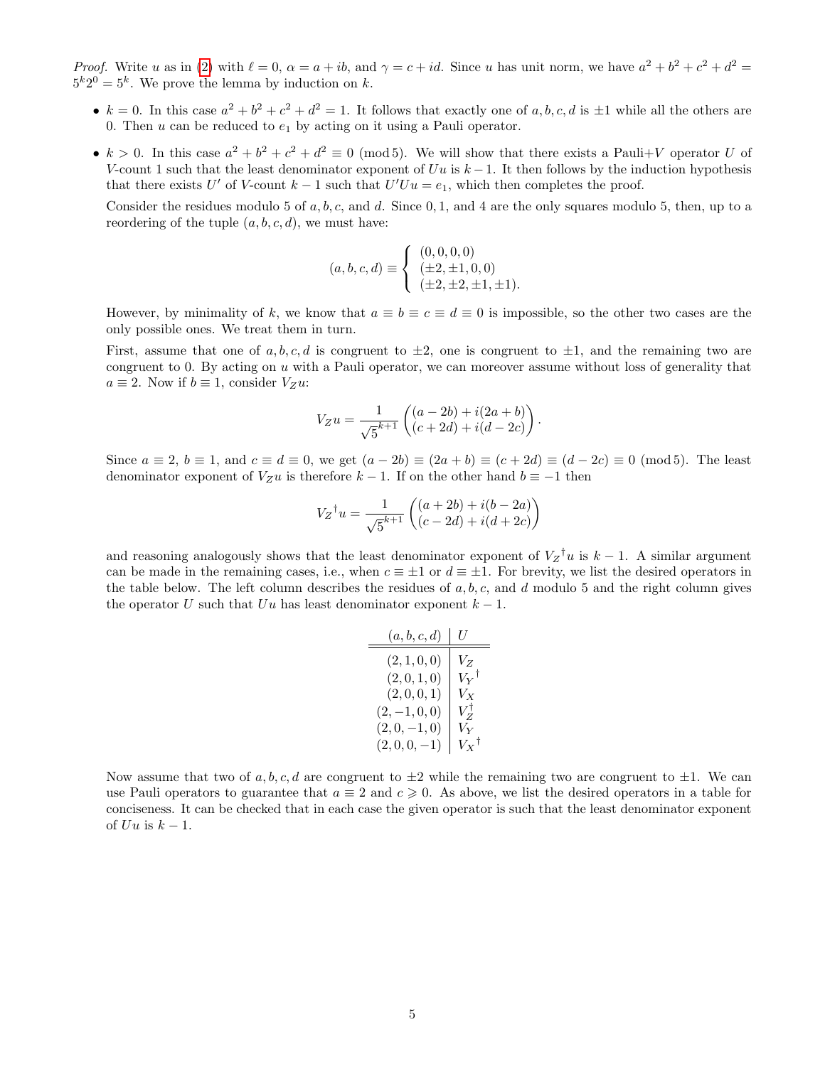*Proof.* Write $u$ as in (2) with $\ell = 0$, $\alpha = a + ib$, and $\gamma = c + id$. Since $u$ has unit norm, we have $a^2 + b^2 + c^2 + d^2 = 5^k 2^0 = 5^k$. We prove the lemma by induction on $k$.

- $k = 0$. In this case $a^2 + b^2 + c^2 + d^2 = 1$. It follows that exactly one of $a, b, c, d$ is $\pm 1$ while all the others are 0. Then $u$ can be reduced to $e_1$ by acting on it using a Pauli operator.

- $k > 0$. In this case $a^2 + b^2 + c^2 + d^2 \equiv 0 \pmod 5$. We will show that there exists a Pauli+$V$ operator $U$ of $V$-count 1 such that the least denominator exponent of $Uu$ is $k - 1$. It then follows by the induction hypothesis that there exists $U'$ of $V$-count $k - 1$ such that $U'Uu = e_1$, which then completes the proof.

  Consider the residues modulo 5 of $a, b, c$, and $d$. Since 0, 1, and 4 are the only squares modulo 5, then, up to a reordering of the tuple $(a, b, c, d)$, we must have:

  $$(a, b, c, d) \equiv \begin{cases} (0, 0, 0, 0) \\ (\pm 2, \pm 1, 0, 0) \\ (\pm 2, \pm 2, \pm 1, \pm 1). \end{cases}$$

  However, by minimality of $k$, we know that $a \equiv b \equiv c \equiv d \equiv 0$ is impossible, so the other two cases are the only possible ones. We treat them in turn.

  First, assume that one of $a, b, c, d$ is congruent to $\pm 2$, one is congruent to $\pm 1$, and the remaining two are congruent to 0. By acting on $u$ with a Pauli operator, we can moreover assume without loss of generality that $a \equiv 2$. Now if $b \equiv 1$, consider $V_Z u$:

  $$V_Z u = \frac{1}{\sqrt{5}^{k+1}} \begin{pmatrix} (a - 2b) + i(2a + b) \\ (c + 2d) + i(d - 2c) \end{pmatrix}.$$

  Since $a \equiv 2$, $b \equiv 1$, and $c \equiv d \equiv 0$, we get $(a - 2b) \equiv (2a + b) \equiv (c + 2d) \equiv (d - 2c) \equiv 0 \pmod 5$. The least denominator exponent of $V_Z u$ is therefore $k - 1$. If on the other hand $b \equiv -1$ then

  $${V_Z}^{\dagger} u = \frac{1}{\sqrt{5}^{k+1}} \begin{pmatrix} (a + 2b) + i(b - 2a) \\ (c - 2d) + i(d + 2c) \end{pmatrix}$$

  and reasoning analogously shows that the least denominator exponent of ${V_Z}^{\dagger} u$ is $k - 1$. A similar argument can be made in the remaining cases, i.e., when $c \equiv \pm 1$ or $d \equiv \pm 1$. For brevity, we list the desired operators in the table below. The left column describes the residues of $a, b, c$, and $d$ modulo 5 and the right column gives the operator $U$ such that $Uu$ has least denominator exponent $k - 1$.

  | $(a, b, c, d)$ | $U$ |
  |---|---|
  | $(2, 1, 0, 0)$ | $V_Z$ |
  | $(2, 0, 1, 0)$ | ${V_Y}^{\dagger}$ |
  | $(2, 0, 0, 1)$ | $V_X$ |
  | $(2, -1, 0, 0)$ | $V_Z^{\dagger}$ |
  | $(2, 0, -1, 0)$ | $V_Y$ |
  | $(2, 0, 0, -1)$ | ${V_X}^{\dagger}$ |

  Now assume that two of $a, b, c, d$ are congruent to $\pm 2$ while the remaining two are congruent to $\pm 1$. We can use Pauli operators to guarantee that $a \equiv 2$ and $c \geqslant 0$. As above, we list the desired operators in a table for conciseness. It can be checked that in each case the given operator is such that the least denominator exponent of $Uu$ is $k - 1$.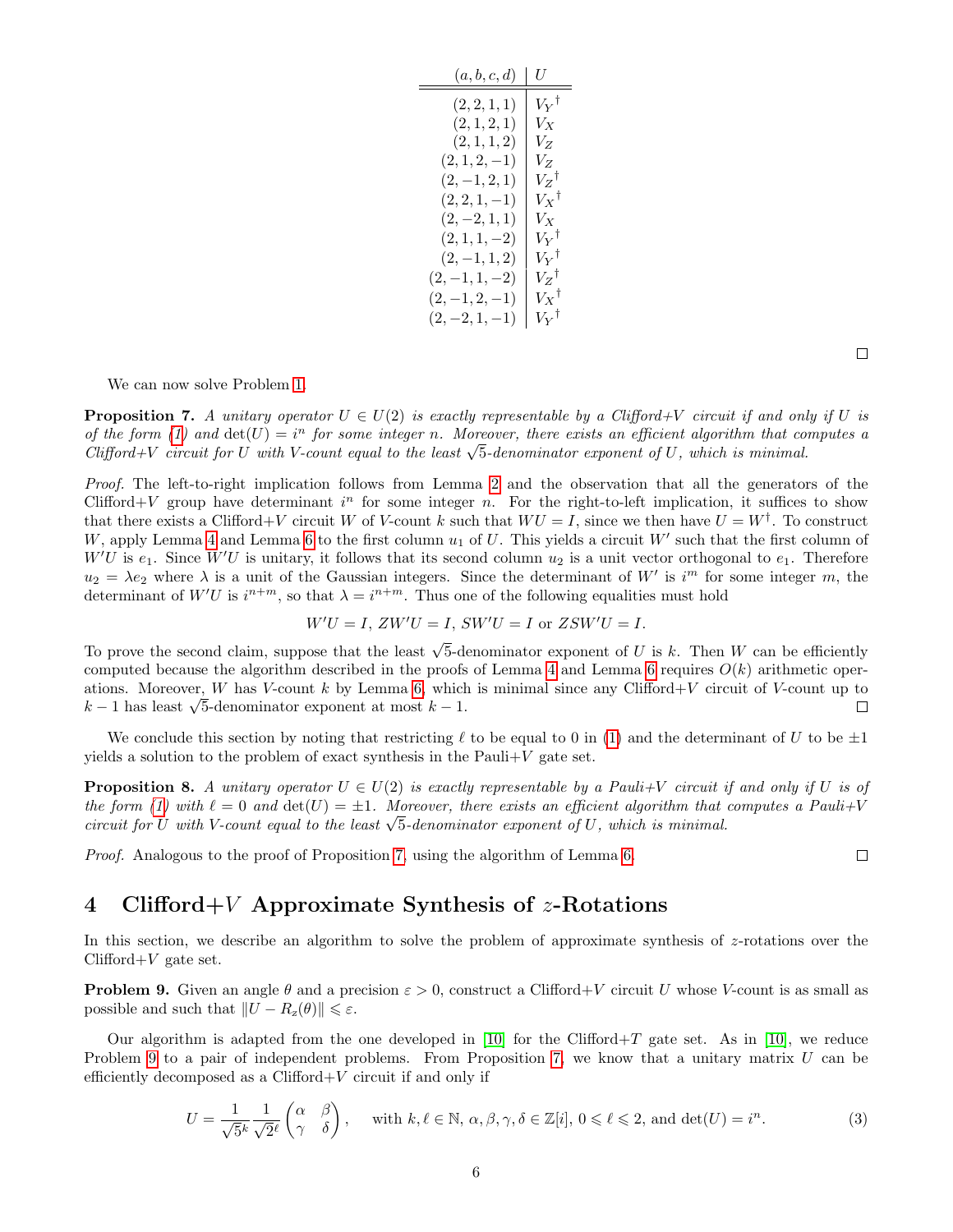| $(a,b,c,d)$ | $U$ |
|---|---|
| $(2,2,1,1)$ | ${V_Y}^\dagger$ |
| $(2,1,2,1)$ | $V_X$ |
| $(2,1,1,2)$ | $V_Z$ |
| $(2,1,2,-1)$ | $V_Z$ |
| $(2,-1,2,1)$ | ${V_Z}^\dagger$ |
| $(2,2,1,-1)$ | ${V_X}^\dagger$ |
| $(2,-2,1,1)$ | $V_X$ |
| $(2,1,1,-2)$ | ${V_Y}^\dagger$ |
| $(2,-1,1,2)$ | ${V_Y}^\dagger$ |
| $(2,-1,1,-2)$ | ${V_Z}^\dagger$ |
| $(2,-1,2,-1)$ | ${V_X}^\dagger$ |
| $(2,-2,1,-1)$ | ${V_Y}^\dagger$ |

□

We can now solve Problem 1.

**Proposition 7.** *A unitary operator $U \in U(2)$ is exactly representable by a Clifford+V circuit if and only if $U$ is of the form (1) and $\det(U) = i^n$ for some integer $n$. Moreover, there exists an efficient algorithm that computes a Clifford+V circuit for $U$ with V-count equal to the least $\sqrt{5}$-denominator exponent of $U$, which is minimal.*

*Proof.* The left-to-right implication follows from Lemma 2 and the observation that all the generators of the Clifford+$V$ group have determinant $i^n$ for some integer $n$. For the right-to-left implication, it suffices to show that there exists a Clifford+$V$ circuit $W$ of $V$-count $k$ such that $WU = I$, since we then have $U = W^\dagger$. To construct $W$, apply Lemma 4 and Lemma 6 to the first column $u_1$ of $U$. This yields a circuit $W'$ such that the first column of $W'U$ is $e_1$. Since $W'U$ is unitary, it follows that its second column $u_2$ is a unit vector orthogonal to $e_1$. Therefore $u_2 = \lambda e_2$ where $\lambda$ is a unit of the Gaussian integers. Since the determinant of $W'$ is $i^m$ for some integer $m$, the determinant of $W'U$ is $i^{n+m}$, so that $\lambda = i^{n+m}$. Thus one of the following equalities must hold

$$W'U = I,\ ZW'U = I,\ SW'U = I \text{ or } ZSW'U = I.$$

To prove the second claim, suppose that the least $\sqrt{5}$-denominator exponent of $U$ is $k$. Then $W$ can be efficiently computed because the algorithm described in the proofs of Lemma 4 and Lemma 6 requires $O(k)$ arithmetic operations. Moreover, $W$ has $V$-count $k$ by Lemma 6, which is minimal since any Clifford+$V$ circuit of $V$-count up to $k-1$ has least $\sqrt{5}$-denominator exponent at most $k-1$. □

We conclude this section by noting that restricting $\ell$ to be equal to 0 in (1) and the determinant of $U$ to be $\pm 1$ yields a solution to the problem of exact synthesis in the Pauli+$V$ gate set.

**Proposition 8.** *A unitary operator $U \in U(2)$ is exactly representable by a Pauli+V circuit if and only if $U$ is of the form (1) with $\ell = 0$ and $\det(U) = \pm 1$. Moreover, there exists an efficient algorithm that computes a Pauli+V circuit for $U$ with V-count equal to the least $\sqrt{5}$-denominator exponent of $U$, which is minimal.*

*Proof.* Analogous to the proof of Proposition 7, using the algorithm of Lemma 6. □

## 4 Clifford+$V$ Approximate Synthesis of $z$-Rotations

In this section, we describe an algorithm to solve the problem of approximate synthesis of $z$-rotations over the Clifford+$V$ gate set.

**Problem 9.** Given an angle $\theta$ and a precision $\varepsilon > 0$, construct a Clifford+$V$ circuit $U$ whose $V$-count is as small as possible and such that $\|U - R_z(\theta)\| \leqslant \varepsilon$.

Our algorithm is adapted from the one developed in [10] for the Clifford+$T$ gate set. As in [10], we reduce Problem 9 to a pair of independent problems. From Proposition 7, we know that a unitary matrix $U$ can be efficiently decomposed as a Clifford+$V$ circuit if and only if

$$U = \frac{1}{\sqrt{5}^k}\frac{1}{\sqrt{2}^\ell}\begin{pmatrix} \alpha & \beta \\ \gamma & \delta \end{pmatrix}, \quad \text{with } k,\ell \in \mathbb{N},\ \alpha,\beta,\gamma,\delta \in \mathbb{Z}[i],\ 0 \leqslant \ell \leqslant 2, \text{ and } \det(U) = i^n. \tag{3}$$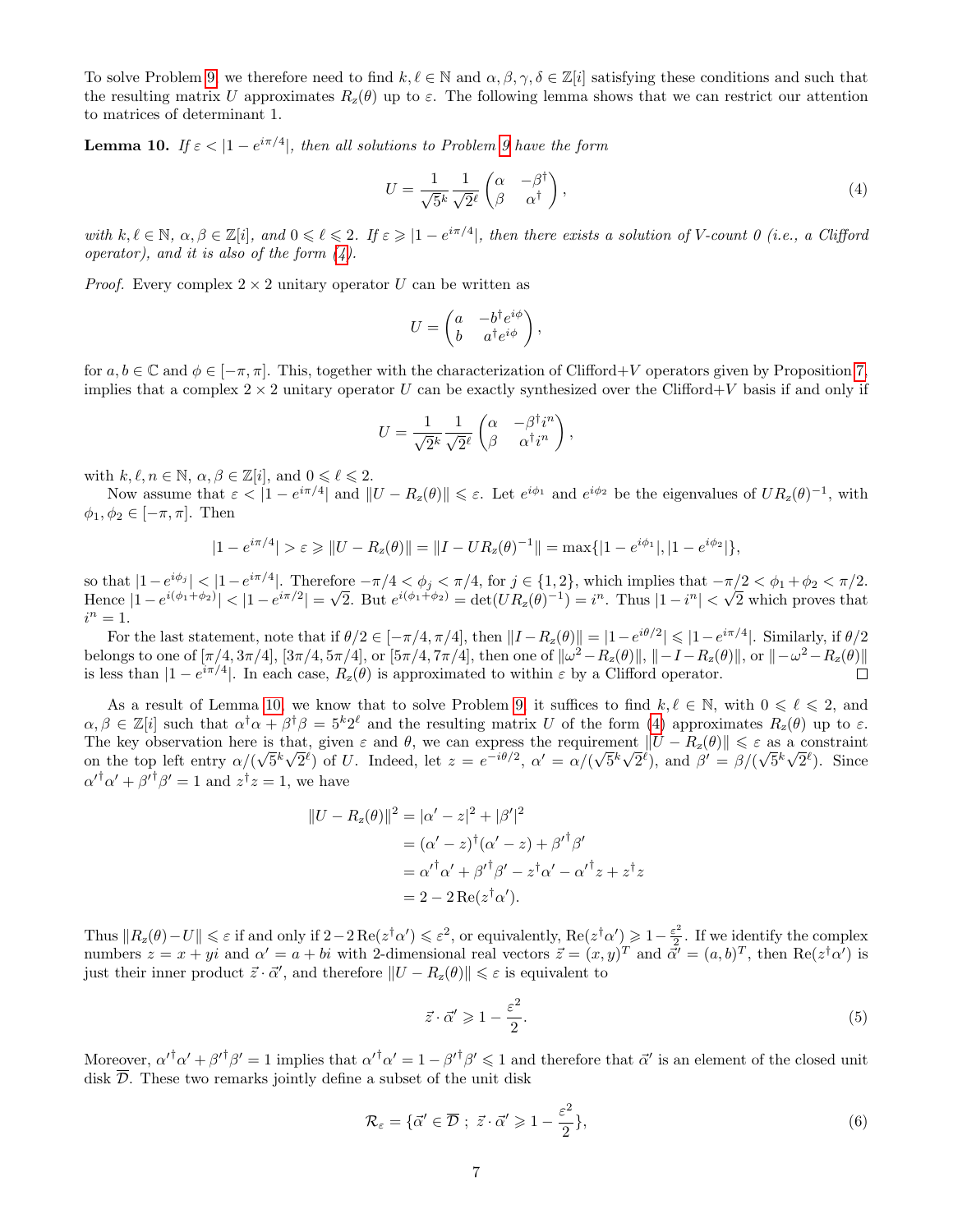To solve Problem 9, we therefore need to find $k, \ell \in \mathbb{N}$ and $\alpha, \beta, \gamma, \delta \in \mathbb{Z}[i]$ satisfying these conditions and such that the resulting matrix $U$ approximates $R_z(\theta)$ up to $\varepsilon$. The following lemma shows that we can restrict our attention to matrices of determinant 1.

**Lemma 10.** *If $\varepsilon < |1 - e^{i\pi/4}|$, then all solutions to Problem 9 have the form*

$$U = \frac{1}{\sqrt{5}^k} \frac{1}{\sqrt{2}^\ell} \begin{pmatrix} \alpha & -\beta^\dagger \\ \beta & \alpha^\dagger \end{pmatrix}, \tag{4}$$

*with $k, \ell \in \mathbb{N}$, $\alpha, \beta \in \mathbb{Z}[i]$, and $0 \leqslant \ell \leqslant 2$. If $\varepsilon \geqslant |1 - e^{i\pi/4}|$, then there exists a solution of V-count 0 (i.e., a Clifford operator), and it is also of the form (4).*

*Proof.* Every complex $2 \times 2$ unitary operator $U$ can be written as

$$U = \begin{pmatrix} a & -b^\dagger e^{i\phi} \\ b & a^\dagger e^{i\phi} \end{pmatrix},$$

for $a, b \in \mathbb{C}$ and $\phi \in [-\pi, \pi]$. This, together with the characterization of Clifford+$V$ operators given by Proposition 7, implies that a complex $2 \times 2$ unitary operator $U$ can be exactly synthesized over the Clifford+$V$ basis if and only if

$$U = \frac{1}{\sqrt{2}^k} \frac{1}{\sqrt{2}^\ell} \begin{pmatrix} \alpha & -\beta^\dagger i^n \\ \beta & \alpha^\dagger i^n \end{pmatrix},$$

with $k, \ell, n \in \mathbb{N}$, $\alpha, \beta \in \mathbb{Z}[i]$, and $0 \leqslant \ell \leqslant 2$.

Now assume that $\varepsilon < |1 - e^{i\pi/4}|$ and $\|U - R_z(\theta)\| \leqslant \varepsilon$. Let $e^{i\phi_1}$ and $e^{i\phi_2}$ be the eigenvalues of $UR_z(\theta)^{-1}$, with $\phi_1, \phi_2 \in [-\pi, \pi]$. Then

$$|1 - e^{i\pi/4}| > \varepsilon \geqslant \|U - R_z(\theta)\| = \|I - UR_z(\theta)^{-1}\| = \max\{|1 - e^{i\phi_1}|, |1 - e^{i\phi_2}|\},$$

so that $|1 - e^{i\phi_j}| < |1 - e^{i\pi/4}|$. Therefore $-\pi/4 < \phi_j < \pi/4$, for $j \in \{1, 2\}$, which implies that $-\pi/2 < \phi_1 + \phi_2 < \pi/2$. Hence $|1 - e^{i(\phi_1 + \phi_2)}| < |1 - e^{i\pi/2}| = \sqrt{2}$. But $e^{i(\phi_1 + \phi_2)} = \det(UR_z(\theta)^{-1}) = i^n$. Thus $|1 - i^n| < \sqrt{2}$ which proves that $i^n = 1$.

For the last statement, note that if $\theta/2 \in [-\pi/4, \pi/4]$, then $\|I - R_z(\theta)\| = |1 - e^{i\theta/2}| \leqslant |1 - e^{i\pi/4}|$. Similarly, if $\theta/2$ belongs to one of $[\pi/4, 3\pi/4]$, $[3\pi/4, 5\pi/4]$, or $[5\pi/4, 7\pi/4]$, then one of $\|\omega^2 - R_z(\theta)\|$, $\|-I - R_z(\theta)\|$, or $\|-\omega^2 - R_z(\theta)\|$ is less than $|1 - e^{i\pi/4}|$. In each case, $R_z(\theta)$ is approximated to within $\varepsilon$ by a Clifford operator. $\square$

As a result of Lemma 10, we know that to solve Problem 9, it suffices to find $k, \ell \in \mathbb{N}$, with $0 \leqslant \ell \leqslant 2$, and $\alpha, \beta \in \mathbb{Z}[i]$ such that $\alpha^\dagger \alpha + \beta^\dagger \beta = 5^k 2^\ell$ and the resulting matrix $U$ of the form (4) approximates $R_z(\theta)$ up to $\varepsilon$. The key observation here is that, given $\varepsilon$ and $\theta$, we can express the requirement $\|U - R_z(\theta)\| \leqslant \varepsilon$ as a constraint on the top left entry $\alpha/(\sqrt{5}^k \sqrt{2}^\ell)$ of $U$. Indeed, let $z = e^{-i\theta/2}$, $\alpha' = \alpha/(\sqrt{5}^k \sqrt{2}^\ell)$, and $\beta' = \beta/(\sqrt{5}^k \sqrt{2}^\ell)$. Since ${\alpha'}^\dagger \alpha' + {\beta'}^\dagger \beta' = 1$ and $z^\dagger z = 1$, we have

$$\begin{aligned}
\|U - R_z(\theta)\|^2 &= |\alpha' - z|^2 + |\beta'|^2 \\
&= (\alpha' - z)^\dagger (\alpha' - z) + {\beta'}^\dagger \beta' \\
&= {\alpha'}^\dagger \alpha' + {\beta'}^\dagger \beta' - z^\dagger \alpha' - {\alpha'}^\dagger z + z^\dagger z \\
&= 2 - 2\,\mathrm{Re}(z^\dagger \alpha').
\end{aligned}$$

Thus $\|R_z(\theta) - U\| \leqslant \varepsilon$ if and only if $2 - 2\,\mathrm{Re}(z^\dagger \alpha') \leqslant \varepsilon^2$, or equivalently, $\mathrm{Re}(z^\dagger \alpha') \geqslant 1 - \frac{\varepsilon^2}{2}$. If we identify the complex numbers $z = x + yi$ and $\alpha' = a + bi$ with 2-dimensional real vectors $\vec{z} = (x, y)^T$ and $\vec{\alpha}' = (a, b)^T$, then $\mathrm{Re}(z^\dagger \alpha')$ is just their inner product $\vec{z} \cdot \vec{\alpha}'$, and therefore $\|U - R_z(\theta)\| \leqslant \varepsilon$ is equivalent to

$$\vec{z} \cdot \vec{\alpha}' \geqslant 1 - \frac{\varepsilon^2}{2}. \tag{5}$$

Moreover, ${\alpha'}^\dagger \alpha' + {\beta'}^\dagger \beta' = 1$ implies that ${\alpha'}^\dagger \alpha' = 1 - {\beta'}^\dagger \beta' \leqslant 1$ and therefore that $\vec{\alpha}'$ is an element of the closed unit disk $\overline{\mathcal{D}}$. These two remarks jointly define a subset of the unit disk

$$\mathcal{R}_\varepsilon = \{\vec{\alpha}' \in \overline{\mathcal{D}} \; ; \; \vec{z} \cdot \vec{\alpha}' \geqslant 1 - \frac{\varepsilon^2}{2}\}, \tag{6}$$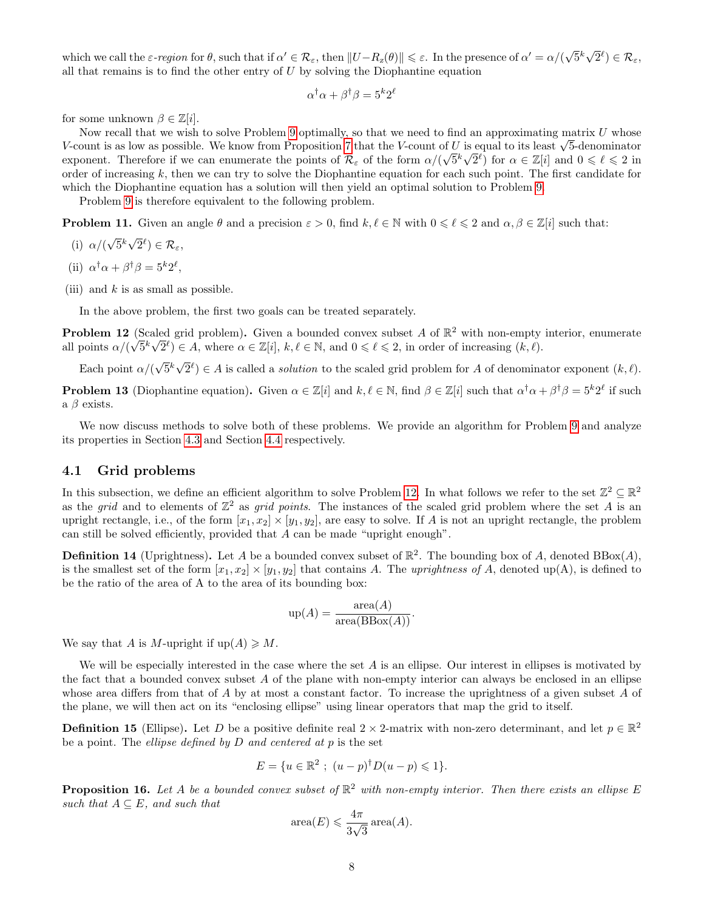which we call the *ε-region* for $\theta$, such that if $\alpha' \in \mathcal{R}_\varepsilon$, then $\|U - R_z(\theta)\| \leqslant \varepsilon$. In the presence of $\alpha' = \alpha/(\sqrt{5}^k\sqrt{2}^\ell) \in \mathcal{R}_\varepsilon$, all that remains is to find the other entry of $U$ by solving the Diophantine equation

$$\alpha^\dagger\alpha + \beta^\dagger\beta = 5^k 2^\ell$$

for some unknown $\beta \in \mathbb{Z}[i]$.

Now recall that we wish to solve Problem 9 optimally, so that we need to find an approximating matrix $U$ whose $V$-count is as low as possible. We know from Proposition 7 that the $V$-count of $U$ is equal to its least $\sqrt{5}$-denominator exponent. Therefore if we can enumerate the points of $\mathcal{R}_\varepsilon$ of the form $\alpha/(\sqrt{5}^k\sqrt{2}^\ell)$ for $\alpha \in \mathbb{Z}[i]$ and $0 \leqslant \ell \leqslant 2$ in order of increasing $k$, then we can try to solve the Diophantine equation for each such point. The first candidate for which the Diophantine equation has a solution will then yield an optimal solution to Problem 9.

Problem 9 is therefore equivalent to the following problem.

**Problem 11.** Given an angle $\theta$ and a precision $\varepsilon > 0$, find $k, \ell \in \mathbb{N}$ with $0 \leqslant \ell \leqslant 2$ and $\alpha, \beta \in \mathbb{Z}[i]$ such that:

(i) $\alpha/(\sqrt{5}^k\sqrt{2}^\ell) \in \mathcal{R}_\varepsilon$,

(ii) $\alpha^\dagger\alpha + \beta^\dagger\beta = 5^k 2^\ell$,

(iii) and $k$ is as small as possible.

In the above problem, the first two goals can be treated separately.

**Problem 12** (Scaled grid problem)**.** Given a bounded convex subset $A$ of $\mathbb{R}^2$ with non-empty interior, enumerate all points $\alpha/(\sqrt{5}^k\sqrt{2}^\ell) \in A$, where $\alpha \in \mathbb{Z}[i]$, $k, \ell \in \mathbb{N}$, and $0 \leqslant \ell \leqslant 2$, in order of increasing $(k, \ell)$.

Each point $\alpha/(\sqrt{5}^k\sqrt{2}^\ell) \in A$ is called a *solution* to the scaled grid problem for $A$ of denominator exponent $(k, \ell)$.

**Problem 13** (Diophantine equation)**.** Given $\alpha \in \mathbb{Z}[i]$ and $k, \ell \in \mathbb{N}$, find $\beta \in \mathbb{Z}[i]$ such that $\alpha^\dagger\alpha + \beta^\dagger\beta = 5^k 2^\ell$ if such a $\beta$ exists.

We now discuss methods to solve both of these problems. We provide an algorithm for Problem 9 and analyze its properties in Section 4.3 and Section 4.4 respectively.

## 4.1 Grid problems

In this subsection, we define an efficient algorithm to solve Problem 12. In what follows we refer to the set $\mathbb{Z}^2 \subseteq \mathbb{R}^2$ as the *grid* and to elements of $\mathbb{Z}^2$ as *grid points*. The instances of the scaled grid problem where the set $A$ is an upright rectangle, i.e., of the form $[x_1, x_2] \times [y_1, y_2]$, are easy to solve. If $A$ is not an upright rectangle, the problem can still be solved efficiently, provided that $A$ can be made "upright enough".

**Definition 14** (Uprightness)**.** Let $A$ be a bounded convex subset of $\mathbb{R}^2$. The bounding box of $A$, denoted $\mathrm{BBox}(A)$, is the smallest set of the form $[x_1, x_2] \times [y_1, y_2]$ that contains $A$. The *uprightness of* $A$, denoted up(A), is defined to be the ratio of the area of A to the area of its bounding box:

$$\mathrm{up}(A) = \frac{\mathrm{area}(A)}{\mathrm{area}(\mathrm{BBox}(A))}.$$

We say that $A$ is $M$-upright if $\mathrm{up}(A) \geqslant M$.

We will be especially interested in the case where the set $A$ is an ellipse. Our interest in ellipses is motivated by the fact that a bounded convex subset $A$ of the plane with non-empty interior can always be enclosed in an ellipse whose area differs from that of $A$ by at most a constant factor. To increase the uprightness of a given subset $A$ of the plane, we will then act on its "enclosing ellipse" using linear operators that map the grid to itself.

**Definition 15** (Ellipse)**.** Let $D$ be a positive definite real $2 \times 2$-matrix with non-zero determinant, and let $p \in \mathbb{R}^2$ be a point. The *ellipse defined by* $D$ *and centered at* $p$ is the set

$$E = \{u \in \mathbb{R}^2 \; ; \; (u - p)^\dagger D(u - p) \leqslant 1\}.$$

**Proposition 16.** *Let $A$ be a bounded convex subset of $\mathbb{R}^2$ with non-empty interior. Then there exists an ellipse $E$ such that $A \subseteq E$, and such that*

$$\mathrm{area}(E) \leqslant \frac{4\pi}{3\sqrt{3}}\,\mathrm{area}(A).$$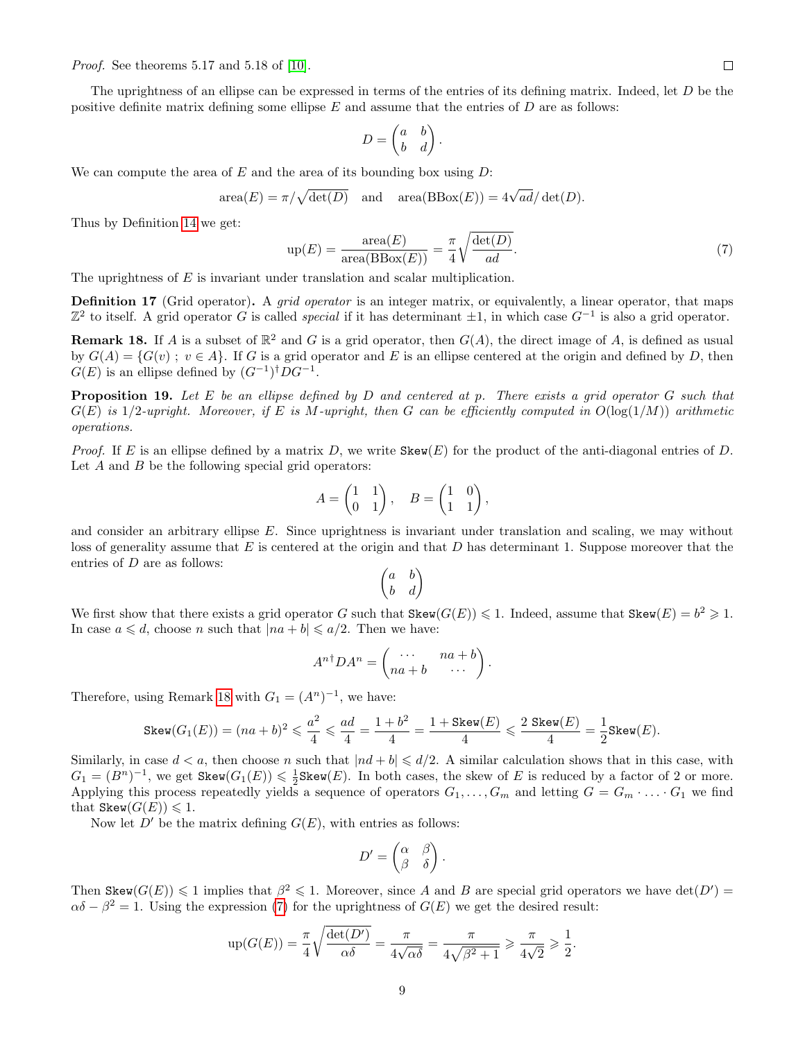*Proof.* See theorems 5.17 and 5.18 of [10]. ☐

The uprightness of an ellipse can be expressed in terms of the entries of its defining matrix. Indeed, let $D$ be the positive definite matrix defining some ellipse $E$ and assume that the entries of $D$ are as follows:

$$D = \begin{pmatrix} a & b \\ b & d \end{pmatrix}.$$

We can compute the area of $E$ and the area of its bounding box using $D$:

$$\text{area}(E) = \pi/\sqrt{\det(D)} \quad \text{and} \quad \text{area}(\text{BBox}(E)) = 4\sqrt{ad}/\det(D).$$

Thus by Definition 14 we get:

$$\text{up}(E) = \frac{\text{area}(E)}{\text{area}(\text{BBox}(E))} = \frac{\pi}{4}\sqrt{\frac{\det(D)}{ad}}. \tag{7}$$

The uprightness of $E$ is invariant under translation and scalar multiplication.

**Definition 17** (Grid operator)**.** A *grid operator* is an integer matrix, or equivalently, a linear operator, that maps $\mathbb{Z}^2$ to itself. A grid operator $G$ is called *special* if it has determinant $\pm 1$, in which case $G^{-1}$ is also a grid operator.

**Remark 18.** If $A$ is a subset of $\mathbb{R}^2$ and $G$ is a grid operator, then $G(A)$, the direct image of $A$, is defined as usual by $G(A) = \{G(v) \; ; \; v \in A\}$. If $G$ is a grid operator and $E$ is an ellipse centered at the origin and defined by $D$, then $G(E)$ is an ellipse defined by $(G^{-1})^\dagger D G^{-1}$.

**Proposition 19.** *Let $E$ be an ellipse defined by $D$ and centered at $p$. There exists a grid operator $G$ such that $G(E)$ is $1/2$-upright. Moreover, if $E$ is $M$-upright, then $G$ can be efficiently computed in $O(\log(1/M))$ arithmetic operations.*

*Proof.* If $E$ is an ellipse defined by a matrix $D$, we write $\texttt{Skew}(E)$ for the product of the anti-diagonal entries of $D$. Let $A$ and $B$ be the following special grid operators:

$$A = \begin{pmatrix} 1 & 1 \\ 0 & 1 \end{pmatrix}, \quad B = \begin{pmatrix} 1 & 0 \\ 1 & 1 \end{pmatrix},$$

and consider an arbitrary ellipse $E$. Since uprightness is invariant under translation and scaling, we may without loss of generality assume that $E$ is centered at the origin and that $D$ has determinant 1. Suppose moreover that the entries of $D$ are as follows:

$$\begin{pmatrix} a & b \\ b & d \end{pmatrix}$$

We first show that there exists a grid operator $G$ such that $\texttt{Skew}(G(E)) \leqslant 1$. Indeed, assume that $\texttt{Skew}(E) = b^2 \geqslant 1$. In case $a \leqslant d$, choose $n$ such that $|na + b| \leqslant a/2$. Then we have:

$$A^{n\dagger} D A^n = \begin{pmatrix} \cdots & na+b \\ na+b & \cdots \end{pmatrix}.$$

Therefore, using Remark 18 with $G_1 = (A^n)^{-1}$, we have:

$$\texttt{Skew}(G_1(E)) = (na+b)^2 \leqslant \frac{a^2}{4} \leqslant \frac{ad}{4} = \frac{1+b^2}{4} = \frac{1+\texttt{Skew}(E)}{4} \leqslant \frac{2\ \texttt{Skew}(E)}{4} = \frac{1}{2}\texttt{Skew}(E).$$

Similarly, in case $d < a$, then choose $n$ such that $|nd + b| \leqslant d/2$. A similar calculation shows that in this case, with $G_1 = (B^n)^{-1}$, we get $\texttt{Skew}(G_1(E)) \leqslant \frac{1}{2}\texttt{Skew}(E)$. In both cases, the skew of $E$ is reduced by a factor of 2 or more. Applying this process repeatedly yields a sequence of operators $G_1, \ldots, G_m$ and letting $G = G_m \cdot \ldots \cdot G_1$ we find that $\texttt{Skew}(G(E)) \leqslant 1$.

Now let $D'$ be the matrix defining $G(E)$, with entries as follows:

$$D' = \begin{pmatrix} \alpha & \beta \\ \beta & \delta \end{pmatrix}.$$

Then $\texttt{Skew}(G(E)) \leqslant 1$ implies that $\beta^2 \leqslant 1$. Moreover, since $A$ and $B$ are special grid operators we have $\det(D') = \alpha\delta - \beta^2 = 1$. Using the expression (7) for the uprightness of $G(E)$ we get the desired result:

$$\text{up}(G(E)) = \frac{\pi}{4}\sqrt{\frac{\det(D')}{\alpha\delta}} = \frac{\pi}{4\sqrt{\alpha\delta}} = \frac{\pi}{4\sqrt{\beta^2+1}} \geqslant \frac{\pi}{4\sqrt{2}} \geqslant \frac{1}{2}.$$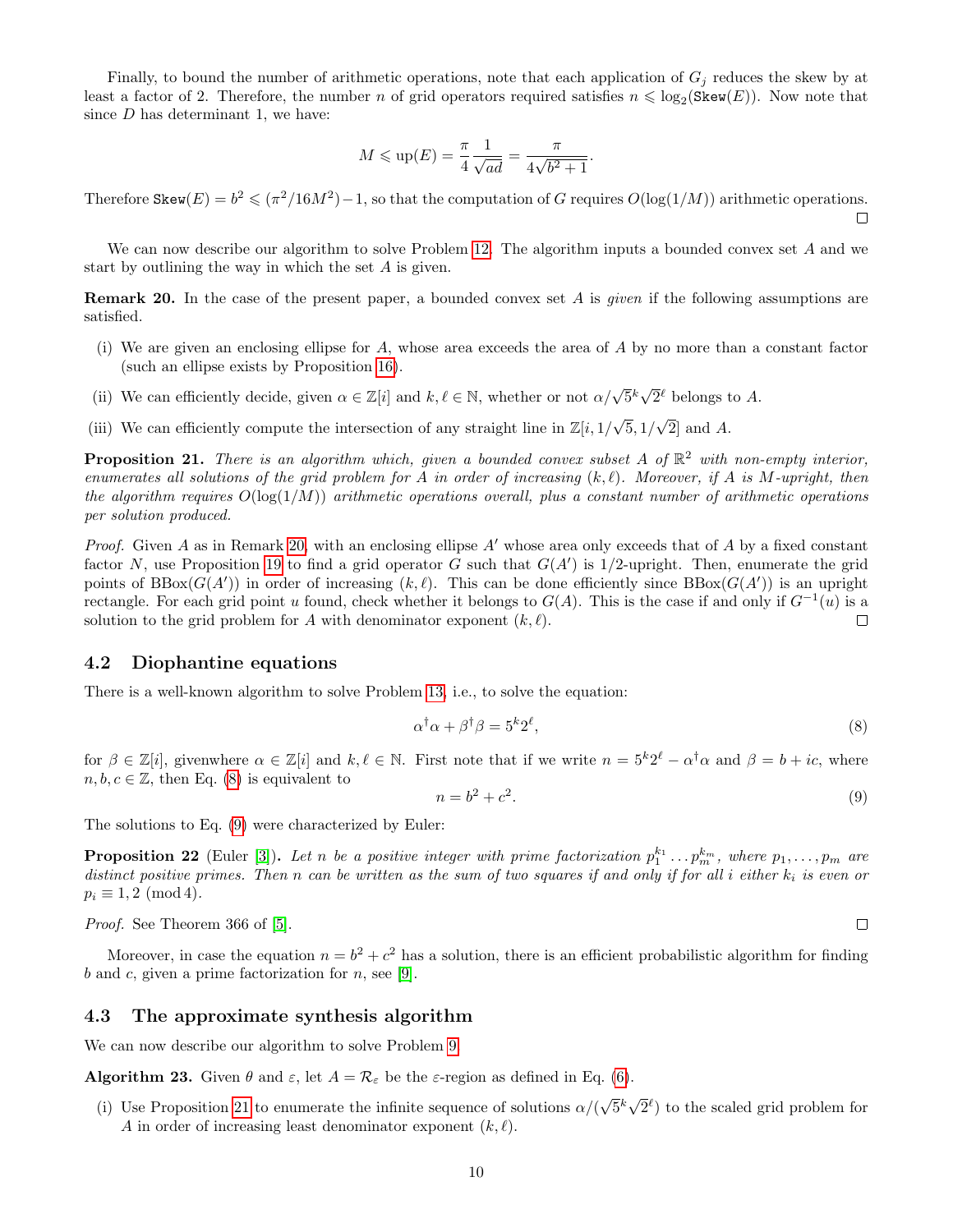Finally, to bound the number of arithmetic operations, note that each application of $G_j$ reduces the skew by at least a factor of 2. Therefore, the number $n$ of grid operators required satisfies $n \leqslant \log_2(\texttt{Skew}(E))$. Now note that since $D$ has determinant 1, we have:

$$M \leqslant \text{up}(E) = \frac{\pi}{4}\frac{1}{\sqrt{ad}} = \frac{\pi}{4\sqrt{b^2+1}}.$$

Therefore $\texttt{Skew}(E) = b^2 \leqslant (\pi^2/16M^2) - 1$, so that the computation of $G$ requires $O(\log(1/M))$ arithmetic operations. □

We can now describe our algorithm to solve Problem 12. The algorithm inputs a bounded convex set $A$ and we start by outlining the way in which the set $A$ is given.

**Remark 20.** In the case of the present paper, a bounded convex set $A$ is *given* if the following assumptions are satisfied.

(i) We are given an enclosing ellipse for $A$, whose area exceeds the area of $A$ by no more than a constant factor (such an ellipse exists by Proposition 16).

(ii) We can efficiently decide, given $\alpha \in \mathbb{Z}[i]$ and $k, \ell \in \mathbb{N}$, whether or not $\alpha/\sqrt{5}^k\sqrt{2}^\ell$ belongs to $A$.

(iii) We can efficiently compute the intersection of any straight line in $\mathbb{Z}[i, 1/\sqrt{5}, 1/\sqrt{2}]$ and $A$.

**Proposition 21.** *There is an algorithm which, given a bounded convex subset $A$ of $\mathbb{R}^2$ with non-empty interior, enumerates all solutions of the grid problem for $A$ in order of increasing $(k, \ell)$. Moreover, if $A$ is $M$-upright, then the algorithm requires $O(\log(1/M))$ arithmetic operations overall, plus a constant number of arithmetic operations per solution produced.*

*Proof.* Given $A$ as in Remark 20, with an enclosing ellipse $A'$ whose area only exceeds that of $A$ by a fixed constant factor $N$, use Proposition 19 to find a grid operator $G$ such that $G(A')$ is 1/2-upright. Then, enumerate the grid points of $\text{BBox}(G(A'))$ in order of increasing $(k, \ell)$. This can be done efficiently since $\text{BBox}(G(A'))$ is an upright rectangle. For each grid point $u$ found, check whether it belongs to $G(A)$. This is the case if and only if $G^{-1}(u)$ is a solution to the grid problem for $A$ with denominator exponent $(k, \ell)$. □

## 4.2 Diophantine equations

There is a well-known algorithm to solve Problem 13, i.e., to solve the equation:

$$\alpha^\dagger\alpha + \beta^\dagger\beta = 5^k 2^\ell, \tag{8}$$

for $\beta \in \mathbb{Z}[i]$, givenwhere $\alpha \in \mathbb{Z}[i]$ and $k, \ell \in \mathbb{N}$. First note that if we write $n = 5^k 2^\ell - \alpha^\dagger\alpha$ and $\beta = b + ic$, where $n, b, c \in \mathbb{Z}$, then Eq. (8) is equivalent to

$$n = b^2 + c^2. \tag{9}$$

The solutions to Eq. (9) were characterized by Euler:

**Proposition 22** (Euler [3])**.** *Let $n$ be a positive integer with prime factorization $p_1^{k_1} \ldots p_m^{k_m}$, where $p_1, \ldots, p_m$ are distinct positive primes. Then $n$ can be written as the sum of two squares if and only if for all $i$ either $k_i$ is even or $p_i \equiv 1, 2 \pmod 4$.*

*Proof.* See Theorem 366 of [5]. □

Moreover, in case the equation $n = b^2 + c^2$ has a solution, there is an efficient probabilistic algorithm for finding $b$ and $c$, given a prime factorization for $n$, see [9].

## 4.3 The approximate synthesis algorithm

We can now describe our algorithm to solve Problem 9.

**Algorithm 23.** Given $\theta$ and $\varepsilon$, let $A = \mathcal{R}_\varepsilon$ be the $\varepsilon$-region as defined in Eq. (6).

(i) Use Proposition 21 to enumerate the infinite sequence of solutions $\alpha/(\sqrt{5}^k\sqrt{2}^\ell)$ to the scaled grid problem for $A$ in order of increasing least denominator exponent $(k, \ell)$.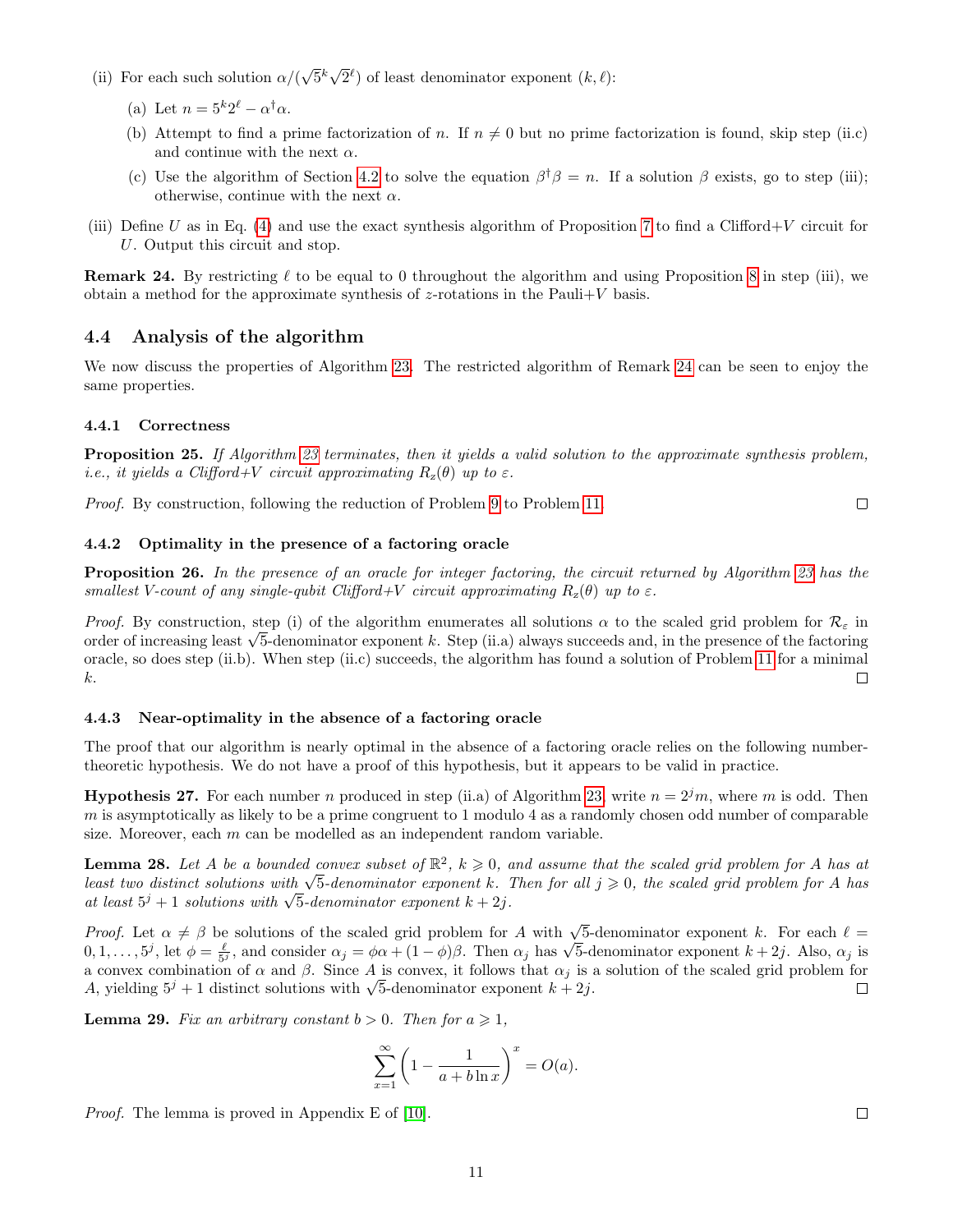(ii) For each such solution $\alpha/(\sqrt{5}^k\sqrt{2}^\ell)$ of least denominator exponent $(k,\ell)$:

(a) Let $n = 5^k 2^\ell - \alpha^\dagger\alpha$.

(b) Attempt to find a prime factorization of $n$. If $n \neq 0$ but no prime factorization is found, skip step (ii.c) and continue with the next $\alpha$.

(c) Use the algorithm of Section 4.2 to solve the equation $\beta^\dagger\beta = n$. If a solution $\beta$ exists, go to step (iii); otherwise, continue with the next $\alpha$.

(iii) Define $U$ as in Eq. (4) and use the exact synthesis algorithm of Proposition 7 to find a Clifford+$V$ circuit for $U$. Output this circuit and stop.

**Remark 24.** By restricting $\ell$ to be equal to 0 throughout the algorithm and using Proposition 8 in step (iii), we obtain a method for the approximate synthesis of $z$-rotations in the Pauli+$V$ basis.

## 4.4 Analysis of the algorithm

We now discuss the properties of Algorithm 23. The restricted algorithm of Remark 24 can be seen to enjoy the same properties.

### 4.4.1 Correctness

**Proposition 25.** *If Algorithm 23 terminates, then it yields a valid solution to the approximate synthesis problem, i.e., it yields a Clifford+V circuit approximating $R_z(\theta)$ up to $\varepsilon$.*

*Proof.* By construction, following the reduction of Problem 9 to Problem 11. □

### 4.4.2 Optimality in the presence of a factoring oracle

**Proposition 26.** *In the presence of an oracle for integer factoring, the circuit returned by Algorithm 23 has the smallest V-count of any single-qubit Clifford+V circuit approximating $R_z(\theta)$ up to $\varepsilon$.*

*Proof.* By construction, step (i) of the algorithm enumerates all solutions $\alpha$ to the scaled grid problem for $\mathcal{R}_\varepsilon$ in order of increasing least $\sqrt{5}$-denominator exponent $k$. Step (ii.a) always succeeds and, in the presence of the factoring oracle, so does step (ii.b). When step (ii.c) succeeds, the algorithm has found a solution of Problem 11 for a minimal $k$. □

### 4.4.3 Near-optimality in the absence of a factoring oracle

The proof that our algorithm is nearly optimal in the absence of a factoring oracle relies on the following number-theoretic hypothesis. We do not have a proof of this hypothesis, but it appears to be valid in practice.

**Hypothesis 27.** For each number $n$ produced in step (ii.a) of Algorithm 23, write $n = 2^j m$, where $m$ is odd. Then $m$ is asymptotically as likely to be a prime congruent to 1 modulo 4 as a randomly chosen odd number of comparable size. Moreover, each $m$ can be modelled as an independent random variable.

**Lemma 28.** *Let $A$ be a bounded convex subset of $\mathbb{R}^2$, $k \geqslant 0$, and assume that the scaled grid problem for $A$ has at least two distinct solutions with $\sqrt{5}$-denominator exponent $k$. Then for all $j \geqslant 0$, the scaled grid problem for $A$ has at least $5^j + 1$ solutions with $\sqrt{5}$-denominator exponent $k + 2j$.*

*Proof.* Let $\alpha \neq \beta$ be solutions of the scaled grid problem for $A$ with $\sqrt{5}$-denominator exponent $k$. For each $\ell = 0, 1, \ldots, 5^j$, let $\phi = \frac{\ell}{5^j}$, and consider $\alpha_j = \phi\alpha + (1-\phi)\beta$. Then $\alpha_j$ has $\sqrt{5}$-denominator exponent $k + 2j$. Also, $\alpha_j$ is a convex combination of $\alpha$ and $\beta$. Since $A$ is convex, it follows that $\alpha_j$ is a solution of the scaled grid problem for $A$, yielding $5^j + 1$ distinct solutions with $\sqrt{5}$-denominator exponent $k + 2j$. □

**Lemma 29.** *Fix an arbitrary constant $b > 0$. Then for $a \geqslant 1$,*

$$\sum_{x=1}^{\infty} \left(1 - \frac{1}{a + b\ln x}\right)^x = O(a).$$

*Proof.* The lemma is proved in Appendix E of [10]. □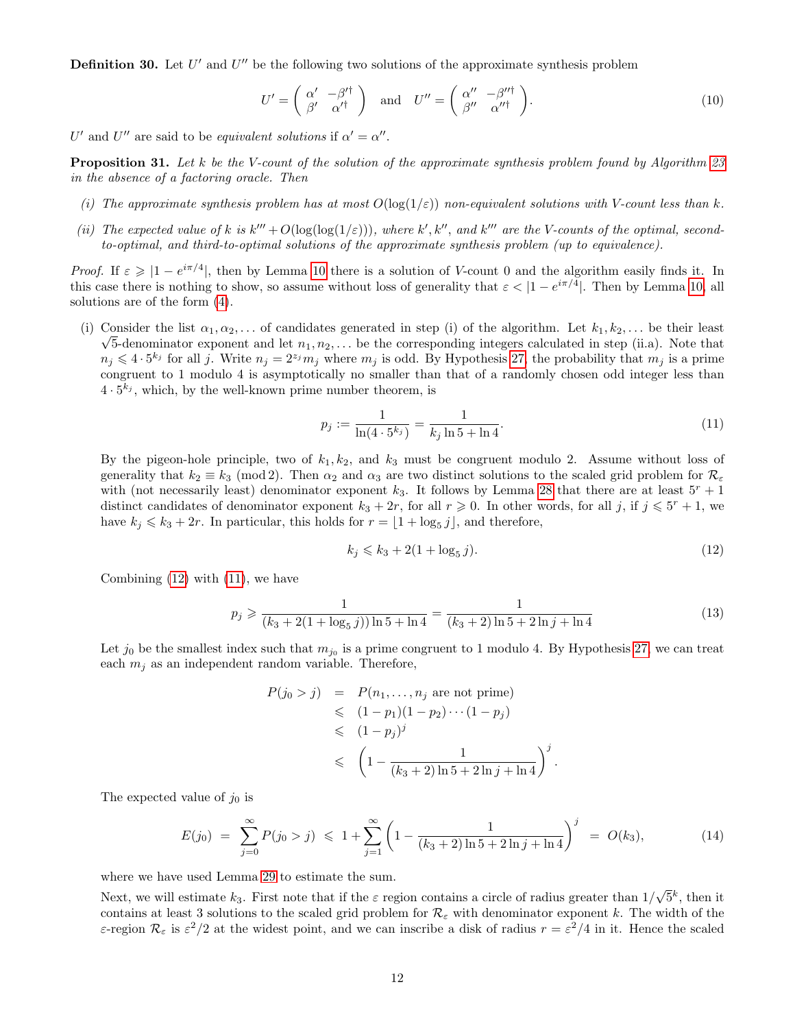**Definition 30.** Let $U'$ and $U''$ be the following two solutions of the approximate synthesis problem

$$U' = \begin{pmatrix} \alpha' & -\beta'^{\dagger} \\ \beta' & \alpha'^{\dagger} \end{pmatrix} \quad \text{and} \quad U'' = \begin{pmatrix} \alpha'' & -\beta''^{\dagger} \\ \beta'' & \alpha''^{\dagger} \end{pmatrix}. \tag{10}$$

$U'$ and $U''$ are said to be *equivalent solutions* if $\alpha' = \alpha''$.

**Proposition 31.** *Let $k$ be the V-count of the solution of the approximate synthesis problem found by Algorithm 23 in the absence of a factoring oracle. Then*

*(i) The approximate synthesis problem has at most $O(\log(1/\varepsilon))$ non-equivalent solutions with V-count less than $k$.*

*(ii) The expected value of $k$ is $k''' + O(\log(\log(1/\varepsilon)))$, where $k', k''$, and $k'''$ are the V-counts of the optimal, second-to-optimal, and third-to-optimal solutions of the approximate synthesis problem (up to equivalence).*

*Proof.* If $\varepsilon \geqslant |1 - e^{i\pi/4}|$, then by Lemma 10 there is a solution of $V$-count 0 and the algorithm easily finds it. In this case there is nothing to show, so assume without loss of generality that $\varepsilon < |1 - e^{i\pi/4}|$. Then by Lemma 10, all solutions are of the form (4).

(i) Consider the list $\alpha_1, \alpha_2, \ldots$ of candidates generated in step (i) of the algorithm. Let $k_1, k_2, \ldots$ be their least $\sqrt{5}$-denominator exponent and let $n_1, n_2, \ldots$ be the corresponding integers calculated in step (ii.a). Note that $n_j \leqslant 4 \cdot 5^{k_j}$ for all $j$. Write $n_j = 2^{z_j} m_j$ where $m_j$ is odd. By Hypothesis 27, the probability that $m_j$ is a prime congruent to 1 modulo 4 is asymptotically no smaller than that of a randomly chosen odd integer less than $4 \cdot 5^{k_j}$, which, by the well-known prime number theorem, is

$$p_j := \frac{1}{\ln(4 \cdot 5^{k_j})} = \frac{1}{k_j \ln 5 + \ln 4}. \tag{11}$$

By the pigeon-hole principle, two of $k_1, k_2$, and $k_3$ must be congruent modulo 2. Assume without loss of generality that $k_2 \equiv k_3 \pmod 2$. Then $\alpha_2$ and $\alpha_3$ are two distinct solutions to the scaled grid problem for $\mathcal{R}_\varepsilon$ with (not necessarily least) denominator exponent $k_3$. It follows by Lemma 28 that there are at least $5^r + 1$ distinct candidates of denominator exponent $k_3 + 2r$, for all $r \geqslant 0$. In other words, for all $j$, if $j \leqslant 5^r + 1$, we have $k_j \leqslant k_3 + 2r$. In particular, this holds for $r = \lfloor 1 + \log_5 j \rfloor$, and therefore,

$$k_j \leqslant k_3 + 2(1 + \log_5 j). \tag{12}$$

Combining (12) with (11), we have

$$p_j \geqslant \frac{1}{(k_3 + 2(1 + \log_5 j))\ln 5 + \ln 4} = \frac{1}{(k_3 + 2)\ln 5 + 2\ln j + \ln 4} \tag{13}$$

Let $j_0$ be the smallest index such that $m_{j_0}$ is a prime congruent to 1 modulo 4. By Hypothesis 27, we can treat each $m_j$ as an independent random variable. Therefore,

$$\begin{aligned} P(j_0 > j) &= P(n_1, \ldots, n_j \text{ are not prime}) \\ &\leqslant (1 - p_1)(1 - p_2) \cdots (1 - p_j) \\ &\leqslant (1 - p_j)^j \\ &\leqslant \left(1 - \frac{1}{(k_3 + 2)\ln 5 + 2\ln j + \ln 4}\right)^j. \end{aligned}$$

The expected value of $j_0$ is

$$E(j_0) = \sum_{j=0}^{\infty} P(j_0 > j) \leqslant 1 + \sum_{j=1}^{\infty} \left(1 - \frac{1}{(k_3 + 2)\ln 5 + 2\ln j + \ln 4}\right)^j = O(k_3), \tag{14}$$

where we have used Lemma 29 to estimate the sum.

Next, we will estimate $k_3$. First note that if the $\varepsilon$ region contains a circle of radius greater than $1/\sqrt{5}^k$, then it contains at least 3 solutions to the scaled grid problem for $\mathcal{R}_\varepsilon$ with denominator exponent $k$. The width of the $\varepsilon$-region $\mathcal{R}_\varepsilon$ is $\varepsilon^2/2$ at the widest point, and we can inscribe a disk of radius $r = \varepsilon^2/4$ in it. Hence the scaled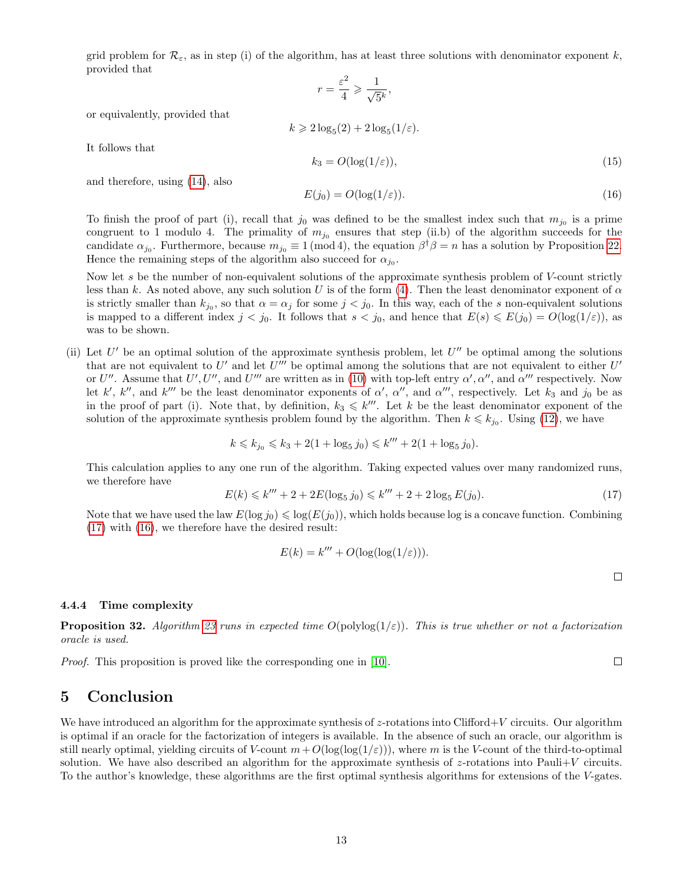grid problem for $\mathcal{R}_\varepsilon$, as in step (i) of the algorithm, has at least three solutions with denominator exponent $k$, provided that

$$r = \frac{\varepsilon^2}{4} \geqslant \frac{1}{\sqrt{5}^k},$$

or equivalently, provided that

$$k \geqslant 2\log_5(2) + 2\log_5(1/\varepsilon).$$

It follows that

$$k_3 = O(\log(1/\varepsilon)), \tag{15}$$

and therefore, using (14), also

$$E(j_0) = O(\log(1/\varepsilon)). \tag{16}$$

To finish the proof of part (i), recall that $j_0$ was defined to be the smallest index such that $m_{j_0}$ is a prime congruent to 1 modulo 4. The primality of $m_{j_0}$ ensures that step (ii.b) of the algorithm succeeds for the candidate $\alpha_{j_0}$. Furthermore, because $m_{j_0} \equiv 1 \,(\text{mod}\, 4)$, the equation $\beta^\dagger\beta = n$ has a solution by Proposition 22. Hence the remaining steps of the algorithm also succeed for $\alpha_{j_0}$.

Now let $s$ be the number of non-equivalent solutions of the approximate synthesis problem of $V$-count strictly less than $k$. As noted above, any such solution $U$ is of the form (4). Then the least denominator exponent of $\alpha$ is strictly smaller than $k_{j_0}$, so that $\alpha = \alpha_j$ for some $j < j_0$. In this way, each of the $s$ non-equivalent solutions is mapped to a different index $j < j_0$. It follows that $s < j_0$, and hence that $E(s) \leqslant E(j_0) = O(\log(1/\varepsilon))$, as was to be shown.

(ii) Let $U'$ be an optimal solution of the approximate synthesis problem, let $U''$ be optimal among the solutions that are not equivalent to $U'$ and let $U'''$ be optimal among the solutions that are not equivalent to either $U'$ or $U''$. Assume that $U', U''$, and $U'''$ are written as in (10) with top-left entry $\alpha', \alpha''$, and $\alpha'''$ respectively. Now let $k'$, $k''$, and $k'''$ be the least denominator exponents of $\alpha'$, $\alpha''$, and $\alpha'''$, respectively. Let $k_3$ and $j_0$ be as in the proof of part (i). Note that, by definition, $k_3 \leqslant k'''$. Let $k$ be the least denominator exponent of the solution of the approximate synthesis problem found by the algorithm. Then $k \leqslant k_{j_0}$. Using (12), we have

$$k \leqslant k_{j_0} \leqslant k_3 + 2(1 + \log_5 j_0) \leqslant k''' + 2(1 + \log_5 j_0).$$

This calculation applies to any one run of the algorithm. Taking expected values over many randomized runs, we therefore have

$$E(k) \leqslant k''' + 2 + 2E(\log_5 j_0) \leqslant k''' + 2 + 2\log_5 E(j_0). \tag{17}$$

Note that we have used the law $E(\log j_0) \leqslant \log(E(j_0))$, which holds because log is a concave function. Combining (17) with (16), we therefore have the desired result:

$$E(k) = k''' + O(\log(\log(1/\varepsilon))).$$

□

#### 4.4.4 Time complexity

**Proposition 32.** *Algorithm 23 runs in expected time $O(\text{polylog}(1/\varepsilon))$. This is true whether or not a factorization oracle is used.*

*Proof.* This proposition is proved like the corresponding one in [10]. □

## 5 Conclusion

We have introduced an algorithm for the approximate synthesis of $z$-rotations into Clifford+$V$ circuits. Our algorithm is optimal if an oracle for the factorization of integers is available. In the absence of such an oracle, our algorithm is still nearly optimal, yielding circuits of $V$-count $m + O(\log(\log(1/\varepsilon)))$, where $m$ is the $V$-count of the third-to-optimal solution. We have also described an algorithm for the approximate synthesis of $z$-rotations into Pauli+$V$ circuits. To the author's knowledge, these algorithms are the first optimal synthesis algorithms for extensions of the $V$-gates.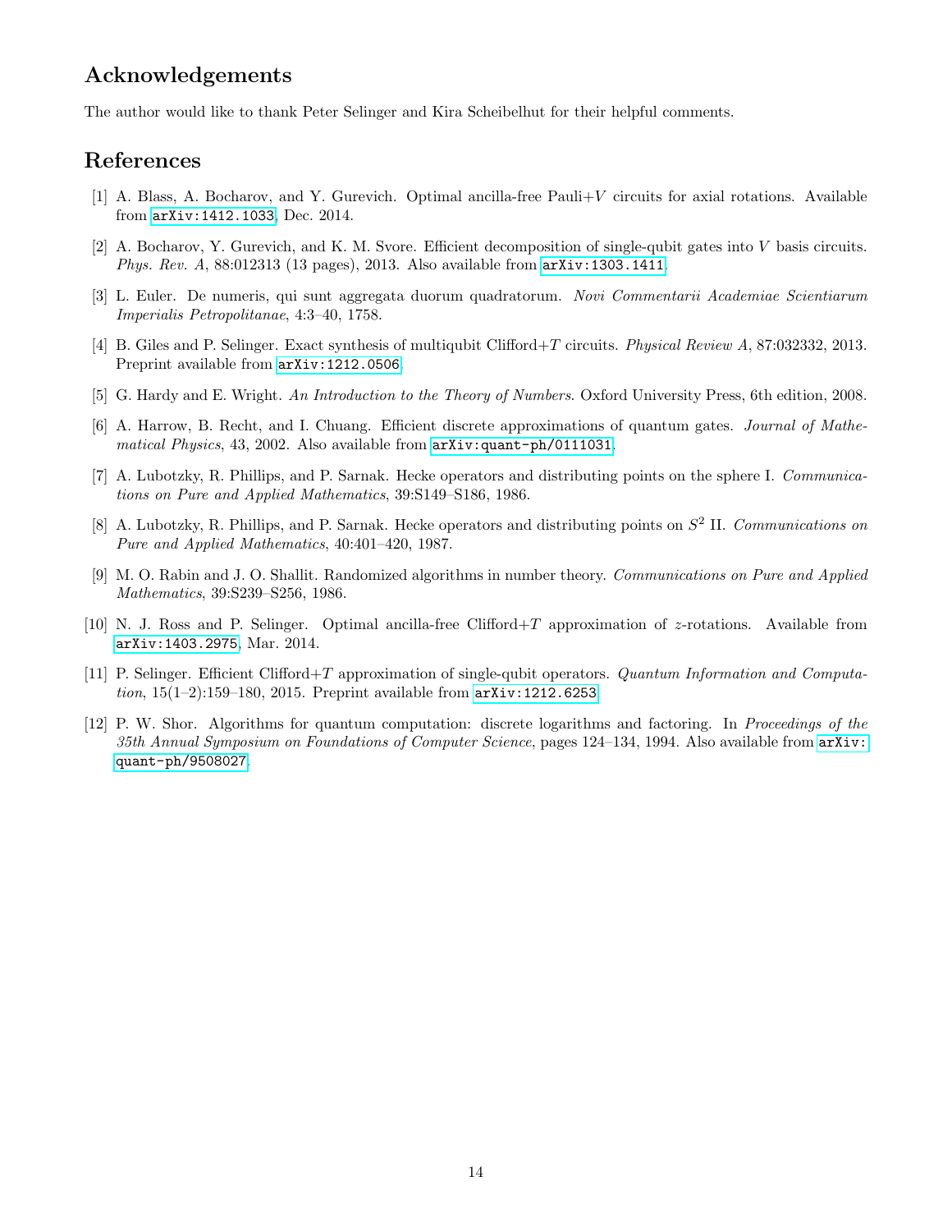## Acknowledgements

The author would like to thank Peter Selinger and Kira Scheibelhut for their helpful comments.

## References

[1] A. Blass, A. Bocharov, and Y. Gurevich. Optimal ancilla-free Pauli+$V$ circuits for axial rotations. Available from arXiv:1412.1033, Dec. 2014.

[2] A. Bocharov, Y. Gurevich, and K. M. Svore. Efficient decomposition of single-qubit gates into $V$ basis circuits. *Phys. Rev. A*, 88:012313 (13 pages), 2013. Also available from arXiv:1303.1411.

[3] L. Euler. De numeris, qui sunt aggregata duorum quadratorum. *Novi Commentarii Academiae Scientiarum Imperialis Petropolitanae*, 4:3–40, 1758.

[4] B. Giles and P. Selinger. Exact synthesis of multiqubit Clifford+$T$ circuits. *Physical Review A*, 87:032332, 2013. Preprint available from arXiv:1212.0506.

[5] G. Hardy and E. Wright. *An Introduction to the Theory of Numbers*. Oxford University Press, 6th edition, 2008.

[6] A. Harrow, B. Recht, and I. Chuang. Efficient discrete approximations of quantum gates. *Journal of Mathematical Physics*, 43, 2002. Also available from arXiv:quant-ph/0111031.

[7] A. Lubotzky, R. Phillips, and P. Sarnak. Hecke operators and distributing points on the sphere I. *Communications on Pure and Applied Mathematics*, 39:S149–S186, 1986.

[8] A. Lubotzky, R. Phillips, and P. Sarnak. Hecke operators and distributing points on $S^2$ II. *Communications on Pure and Applied Mathematics*, 40:401–420, 1987.

[9] M. O. Rabin and J. O. Shallit. Randomized algorithms in number theory. *Communications on Pure and Applied Mathematics*, 39:S239–S256, 1986.

[10] N. J. Ross and P. Selinger. Optimal ancilla-free Clifford+$T$ approximation of $z$-rotations. Available from arXiv:1403.2975, Mar. 2014.

[11] P. Selinger. Efficient Clifford+$T$ approximation of single-qubit operators. *Quantum Information and Computation*, 15(1–2):159–180, 2015. Preprint available from arXiv:1212.6253.

[12] P. W. Shor. Algorithms for quantum computation: discrete logarithms and factoring. In *Proceedings of the 35th Annual Symposium on Foundations of Computer Science*, pages 124–134, 1994. Also available from arXiv:quant-ph/9508027.